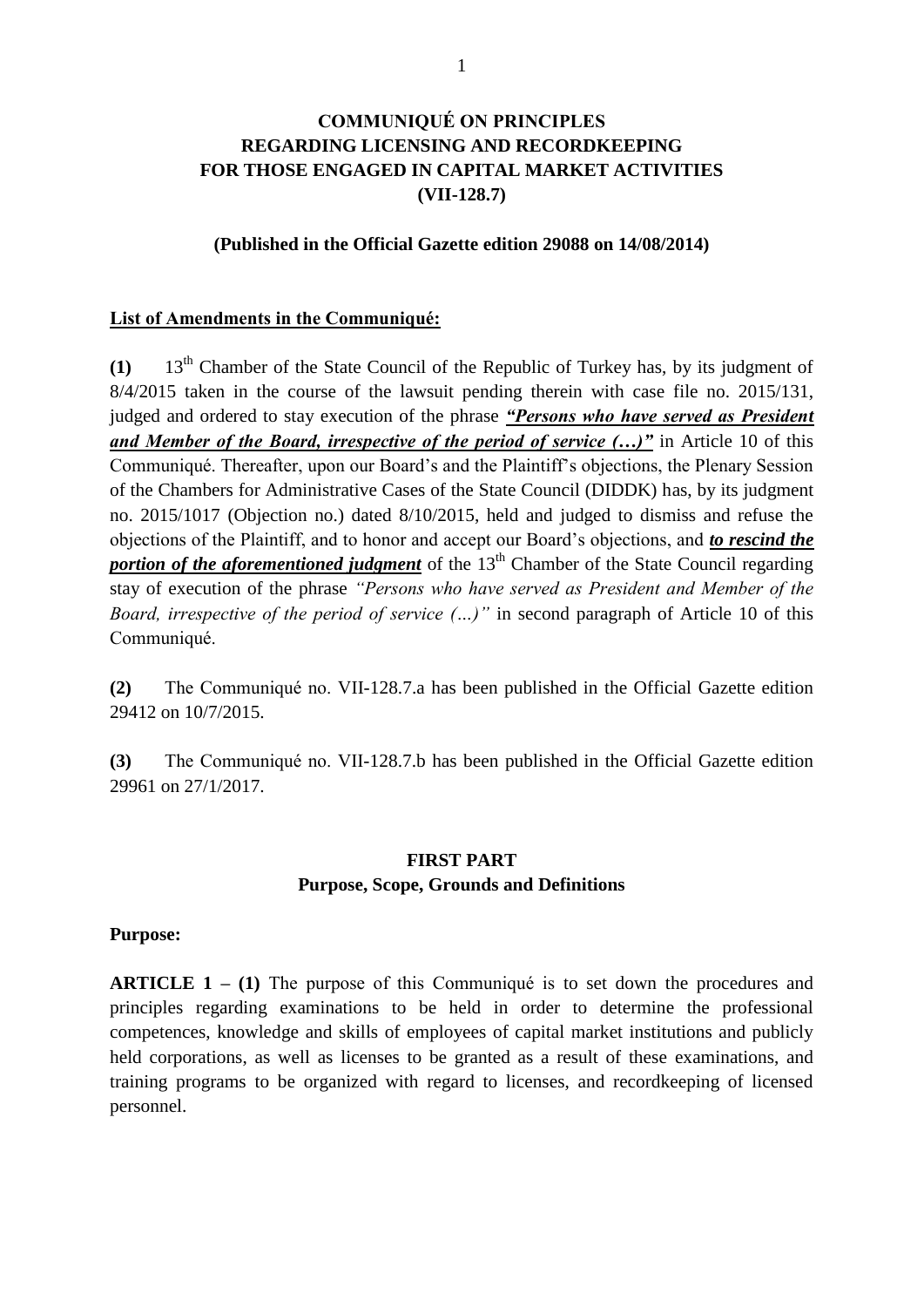# COMMUNIQUÉ ON PRINCIPLES REGARDING LICENSING AND RECORDKEEPING FOR THOSE ENGAGED IN CAPITAL MARKET ACTIVITIES (VII-128.7)

**(Published in the Official Gazette edition 29088 on 14/08/2014)**

**List of Amendments in the Communiqué:**

**(1)** 13th Chamber of the State Council of the Republic of Turkey has, by its judgment of 8/4/2015 taken in the course of the lawsuit pending therein with case file no. 2015/131, judged and ordered to stay execution of the phrase ***"Persons who have served as President and Member of the Board, irrespective of the period of service (…)"*** in Article 10 of this Communiqué. Thereafter, upon our Board's and the Plaintiff's objections, the Plenary Session of the Chambers for Administrative Cases of the State Council (DIDDK) has, by its judgment no. 2015/1017 (Objection no.) dated 8/10/2015, held and judged to dismiss and refuse the objections of the Plaintiff, and to honor and accept our Board's objections, and ***to rescind the portion of the aforementioned judgment*** of the 13th Chamber of the State Council regarding stay of execution of the phrase *"Persons who have served as President and Member of the Board, irrespective of the period of service (…)"* in second paragraph of Article 10 of this Communiqué.

**(2)** The Communiqué no. VII-128.7.a has been published in the Official Gazette edition 29412 on 10/7/2015.

**(3)** The Communiqué no. VII-128.7.b has been published in the Official Gazette edition 29961 on 27/1/2017.

## FIRST PART
## Purpose, Scope, Grounds and Definitions

**Purpose:**

**ARTICLE 1 – (1)** The purpose of this Communiqué is to set down the procedures and principles regarding examinations to be held in order to determine the professional competences, knowledge and skills of employees of capital market institutions and publicly held corporations, as well as licenses to be granted as a result of these examinations, and training programs to be organized with regard to licenses, and recordkeeping of licensed personnel.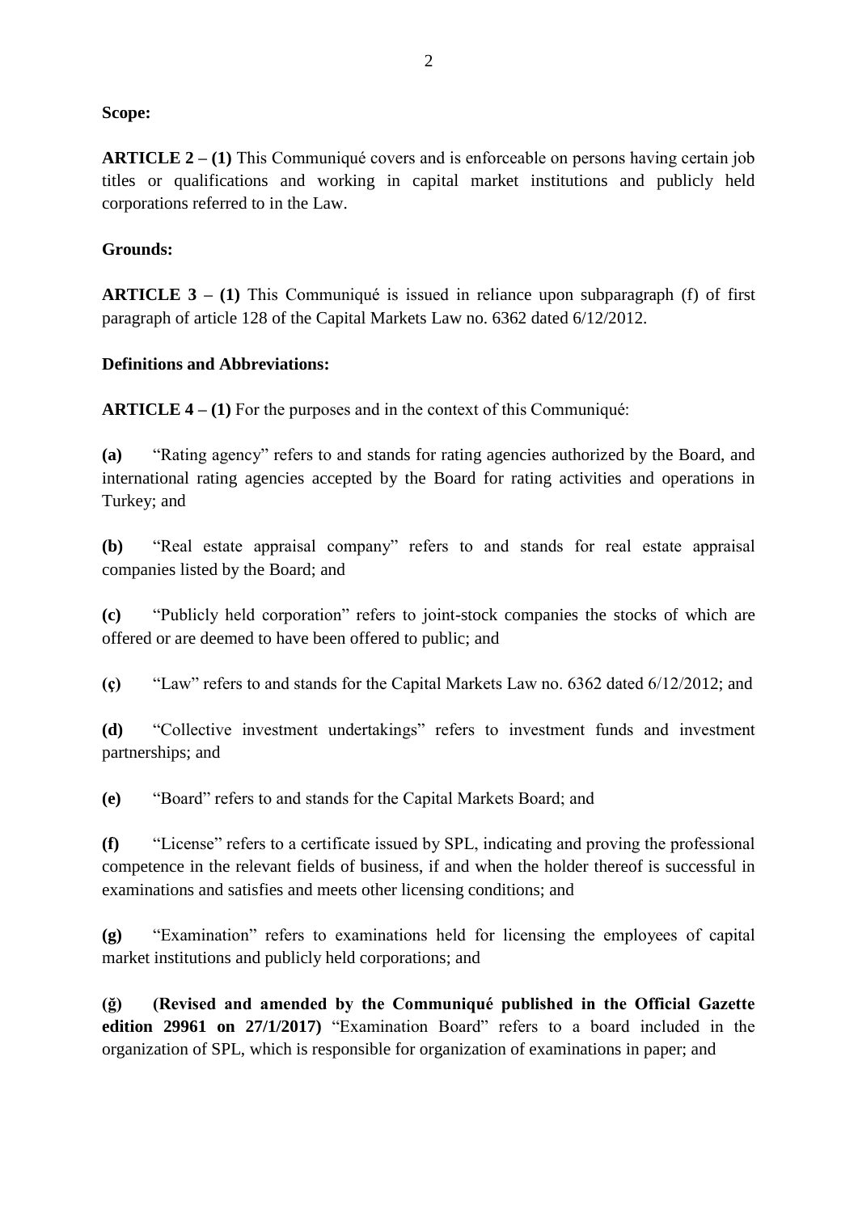**Scope:**

**ARTICLE 2 – (1)** This Communiqué covers and is enforceable on persons having certain job titles or qualifications and working in capital market institutions and publicly held corporations referred to in the Law.

**Grounds:**

**ARTICLE 3 – (1)** This Communiqué is issued in reliance upon subparagraph (f) of first paragraph of article 128 of the Capital Markets Law no. 6362 dated 6/12/2012.

**Definitions and Abbreviations:**

**ARTICLE 4 – (1)** For the purposes and in the context of this Communiqué:

**(a)** "Rating agency" refers to and stands for rating agencies authorized by the Board, and international rating agencies accepted by the Board for rating activities and operations in Turkey; and

**(b)** "Real estate appraisal company" refers to and stands for real estate appraisal companies listed by the Board; and

**(c)** "Publicly held corporation" refers to joint-stock companies the stocks of which are offered or are deemed to have been offered to public; and

**(ç)** "Law" refers to and stands for the Capital Markets Law no. 6362 dated 6/12/2012; and

**(d)** "Collective investment undertakings" refers to investment funds and investment partnerships; and

**(e)** "Board" refers to and stands for the Capital Markets Board; and

**(f)** "License" refers to a certificate issued by SPL, indicating and proving the professional competence in the relevant fields of business, if and when the holder thereof is successful in examinations and satisfies and meets other licensing conditions; and

**(g)** "Examination" refers to examinations held for licensing the employees of capital market institutions and publicly held corporations; and

**(ğ) (Revised and amended by the Communiqué published in the Official Gazette edition 29961 on 27/1/2017)** "Examination Board" refers to a board included in the organization of SPL, which is responsible for organization of examinations in paper; and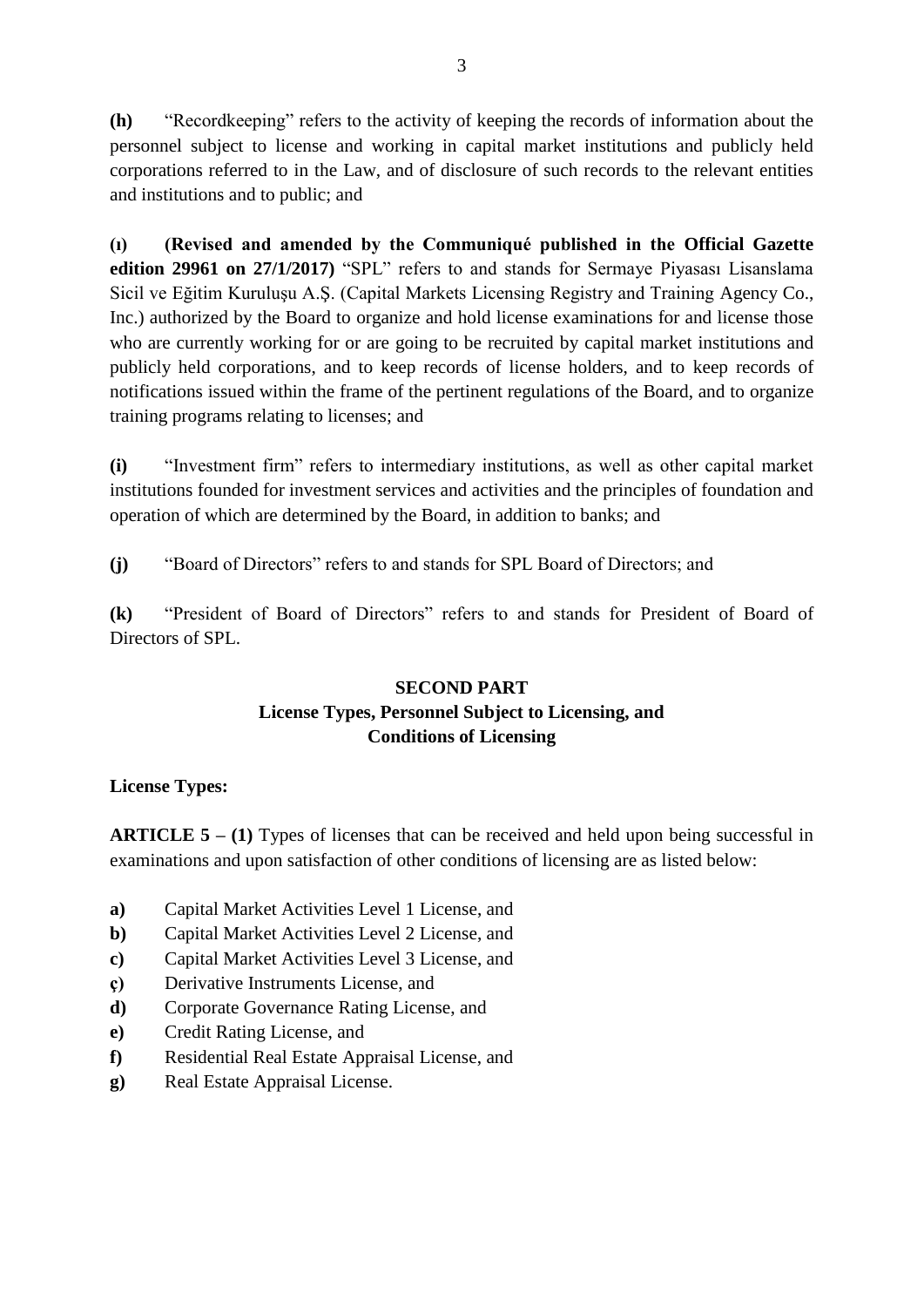**(h)** “Recordkeeping” refers to the activity of keeping the records of information about the personnel subject to license and working in capital market institutions and publicly held corporations referred to in the Law, and of disclosure of such records to the relevant entities and institutions and to public; and

**(ı)** **(Revised and amended by the Communiqué published in the Official Gazette edition 29961 on 27/1/2017)** “SPL” refers to and stands for Sermaye Piyasası Lisanslama Sicil ve Eğitim Kuruluşu A.Ş. (Capital Markets Licensing Registry and Training Agency Co., Inc.) authorized by the Board to organize and hold license examinations for and license those who are currently working for or are going to be recruited by capital market institutions and publicly held corporations, and to keep records of license holders, and to keep records of notifications issued within the frame of the pertinent regulations of the Board, and to organize training programs relating to licenses; and

**(i)** “Investment firm” refers to intermediary institutions, as well as other capital market institutions founded for investment services and activities and the principles of foundation and operation of which are determined by the Board, in addition to banks; and

**(j)** “Board of Directors” refers to and stands for SPL Board of Directors; and

**(k)** “President of Board of Directors” refers to and stands for President of Board of Directors of SPL.

## SECOND PART
## License Types, Personnel Subject to Licensing, and Conditions of Licensing

**License Types:**

**ARTICLE 5 – (1)** Types of licenses that can be received and held upon being successful in examinations and upon satisfaction of other conditions of licensing are as listed below:

- **a)** Capital Market Activities Level 1 License, and
- **b)** Capital Market Activities Level 2 License, and
- **c)** Capital Market Activities Level 3 License, and
- **ç)** Derivative Instruments License, and
- **d)** Corporate Governance Rating License, and
- **e)** Credit Rating License, and
- **f)** Residential Real Estate Appraisal License, and
- **g)** Real Estate Appraisal License.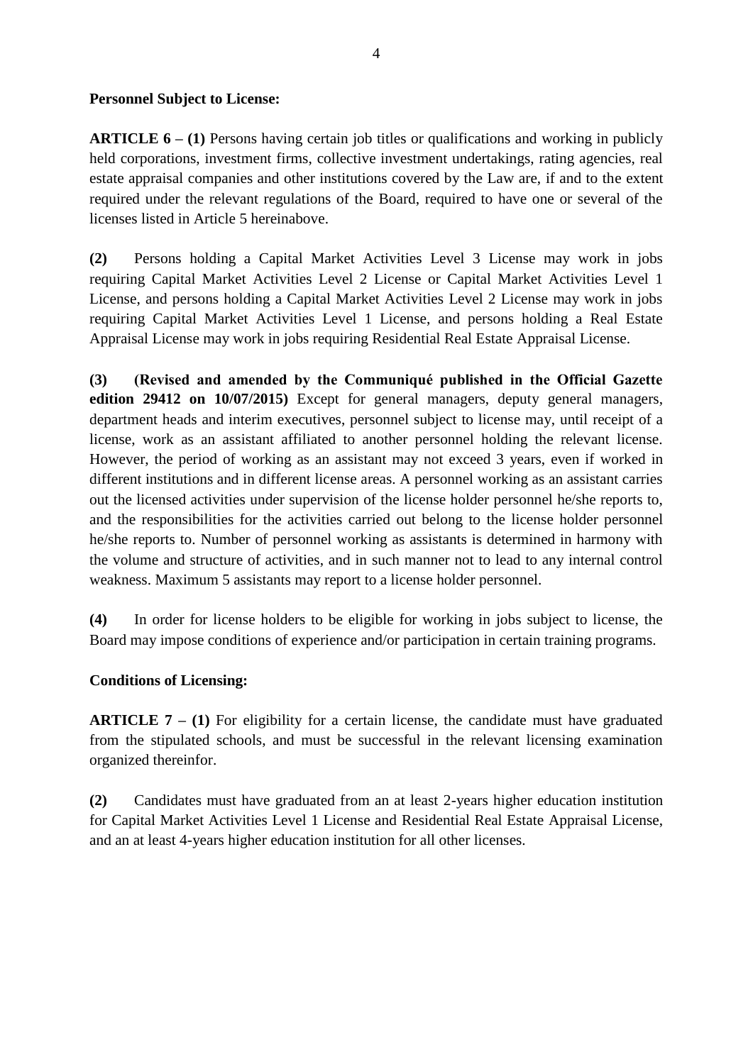**Personnel Subject to License:**

**ARTICLE 6 – (1)** Persons having certain job titles or qualifications and working in publicly held corporations, investment firms, collective investment undertakings, rating agencies, real estate appraisal companies and other institutions covered by the Law are, if and to the extent required under the relevant regulations of the Board, required to have one or several of the licenses listed in Article 5 hereinabove.

**(2)** Persons holding a Capital Market Activities Level 3 License may work in jobs requiring Capital Market Activities Level 2 License or Capital Market Activities Level 1 License, and persons holding a Capital Market Activities Level 2 License may work in jobs requiring Capital Market Activities Level 1 License, and persons holding a Real Estate Appraisal License may work in jobs requiring Residential Real Estate Appraisal License.

**(3)** **(Revised and amended by the Communiqué published in the Official Gazette edition 29412 on 10/07/2015)** Except for general managers, deputy general managers, department heads and interim executives, personnel subject to license may, until receipt of a license, work as an assistant affiliated to another personnel holding the relevant license. However, the period of working as an assistant may not exceed 3 years, even if worked in different institutions and in different license areas. A personnel working as an assistant carries out the licensed activities under supervision of the license holder personnel he/she reports to, and the responsibilities for the activities carried out belong to the license holder personnel he/she reports to. Number of personnel working as assistants is determined in harmony with the volume and structure of activities, and in such manner not to lead to any internal control weakness. Maximum 5 assistants may report to a license holder personnel.

**(4)** In order for license holders to be eligible for working in jobs subject to license, the Board may impose conditions of experience and/or participation in certain training programs.

**Conditions of Licensing:**

**ARTICLE 7 – (1)** For eligibility for a certain license, the candidate must have graduated from the stipulated schools, and must be successful in the relevant licensing examination organized thereinfor.

**(2)** Candidates must have graduated from an at least 2-years higher education institution for Capital Market Activities Level 1 License and Residential Real Estate Appraisal License, and an at least 4-years higher education institution for all other licenses.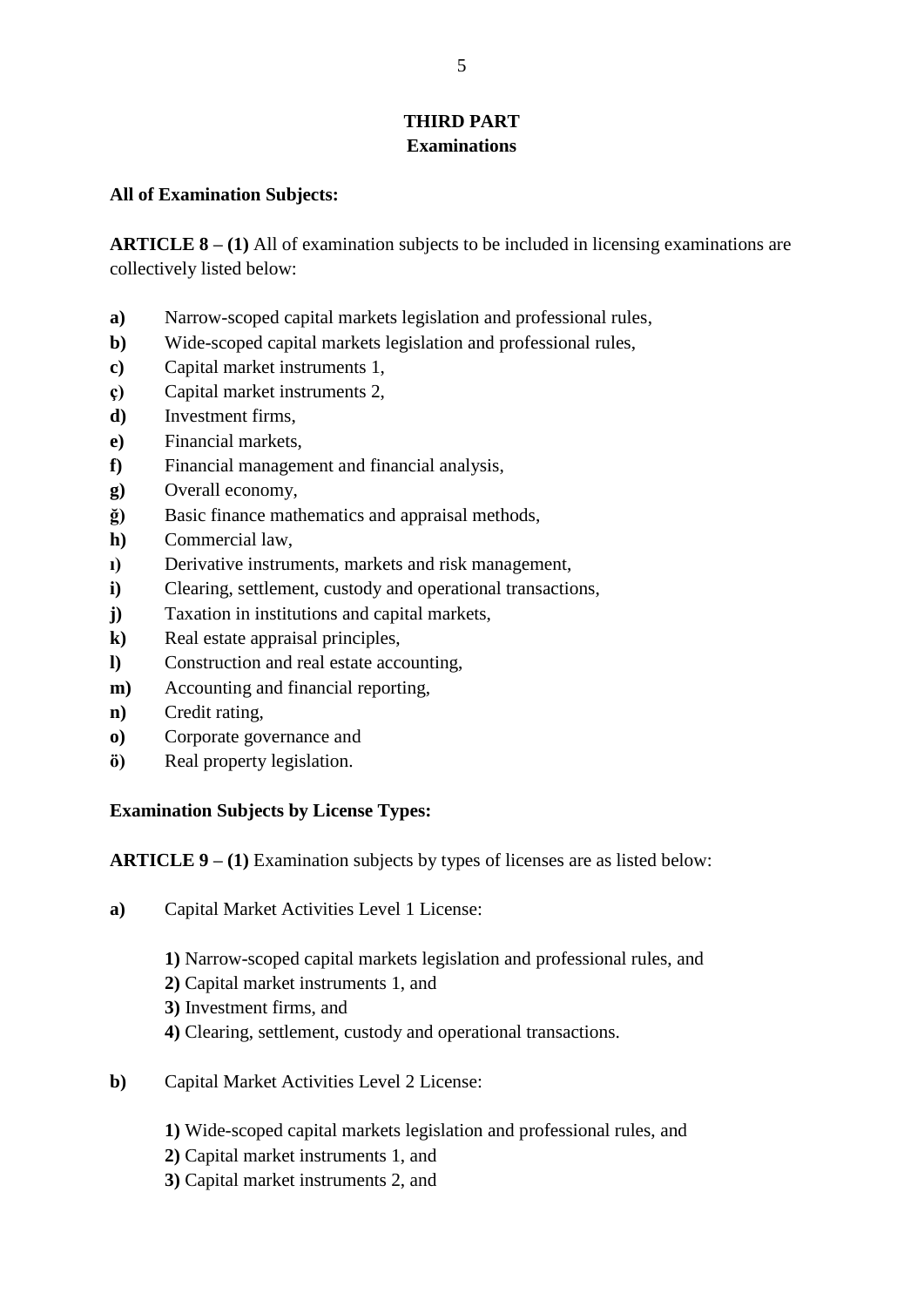## THIRD PART
## Examinations

**All of Examination Subjects:**

**ARTICLE 8 – (1)** All of examination subjects to be included in licensing examinations are collectively listed below:

**a)** Narrow-scoped capital markets legislation and professional rules,
**b)** Wide-scoped capital markets legislation and professional rules,
**c)** Capital market instruments 1,
**ç)** Capital market instruments 2,
**d)** Investment firms,
**e)** Financial markets,
**f)** Financial management and financial analysis,
**g)** Overall economy,
**ğ)** Basic finance mathematics and appraisal methods,
**h)** Commercial law,
**ı)** Derivative instruments, markets and risk management,
**i)** Clearing, settlement, custody and operational transactions,
**j)** Taxation in institutions and capital markets,
**k)** Real estate appraisal principles,
**l)** Construction and real estate accounting,
**m)** Accounting and financial reporting,
**n)** Credit rating,
**o)** Corporate governance and
**ö)** Real property legislation.

**Examination Subjects by License Types:**

**ARTICLE 9 – (1)** Examination subjects by types of licenses are as listed below:

**a)** Capital Market Activities Level 1 License:

**1)** Narrow-scoped capital markets legislation and professional rules, and
**2)** Capital market instruments 1, and
**3)** Investment firms, and
**4)** Clearing, settlement, custody and operational transactions.

**b)** Capital Market Activities Level 2 License:

**1)** Wide-scoped capital markets legislation and professional rules, and
**2)** Capital market instruments 1, and
**3)** Capital market instruments 2, and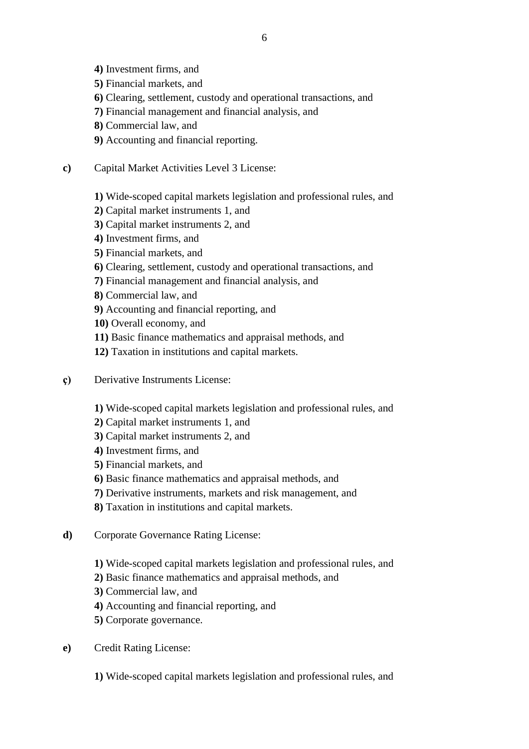**4)** Investment firms, and
**5)** Financial markets, and
**6)** Clearing, settlement, custody and operational transactions, and
**7)** Financial management and financial analysis, and
**8)** Commercial law, and
**9)** Accounting and financial reporting.

**c)** Capital Market Activities Level 3 License:

**1)** Wide-scoped capital markets legislation and professional rules, and
**2)** Capital market instruments 1, and
**3)** Capital market instruments 2, and
**4)** Investment firms, and
**5)** Financial markets, and
**6)** Clearing, settlement, custody and operational transactions, and
**7)** Financial management and financial analysis, and
**8)** Commercial law, and
**9)** Accounting and financial reporting, and
**10)** Overall economy, and
**11)** Basic finance mathematics and appraisal methods, and
**12)** Taxation in institutions and capital markets.

**ç)** Derivative Instruments License:

**1)** Wide-scoped capital markets legislation and professional rules, and
**2)** Capital market instruments 1, and
**3)** Capital market instruments 2, and
**4)** Investment firms, and
**5)** Financial markets, and
**6)** Basic finance mathematics and appraisal methods, and
**7)** Derivative instruments, markets and risk management, and
**8)** Taxation in institutions and capital markets.

**d)** Corporate Governance Rating License:

**1)** Wide-scoped capital markets legislation and professional rules, and
**2)** Basic finance mathematics and appraisal methods, and
**3)** Commercial law, and
**4)** Accounting and financial reporting, and
**5)** Corporate governance.

**e)** Credit Rating License:

**1)** Wide-scoped capital markets legislation and professional rules, and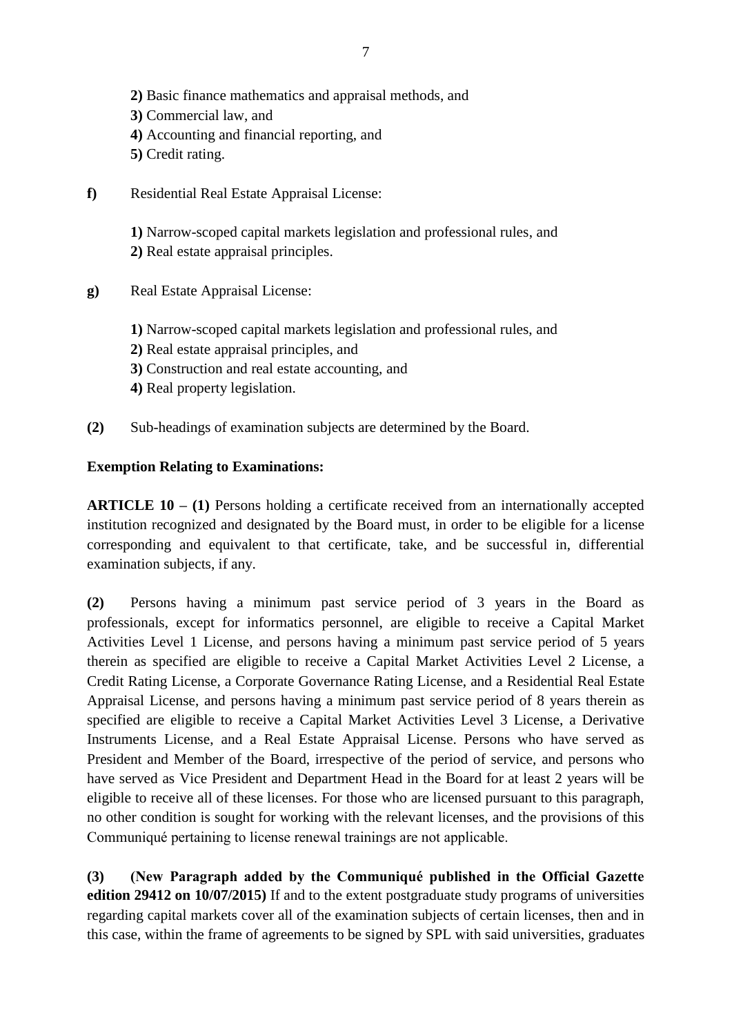**2)** Basic finance mathematics and appraisal methods, and
**3)** Commercial law, and
**4)** Accounting and financial reporting, and
**5)** Credit rating.

**f)** Residential Real Estate Appraisal License:

**1)** Narrow-scoped capital markets legislation and professional rules, and
**2)** Real estate appraisal principles.

**g)** Real Estate Appraisal License:

**1)** Narrow-scoped capital markets legislation and professional rules, and
**2)** Real estate appraisal principles, and
**3)** Construction and real estate accounting, and
**4)** Real property legislation.

**(2)** Sub-headings of examination subjects are determined by the Board.

**Exemption Relating to Examinations:**

**ARTICLE 10 – (1)** Persons holding a certificate received from an internationally accepted institution recognized and designated by the Board must, in order to be eligible for a license corresponding and equivalent to that certificate, take, and be successful in, differential examination subjects, if any.

**(2)** Persons having a minimum past service period of 3 years in the Board as professionals, except for informatics personnel, are eligible to receive a Capital Market Activities Level 1 License, and persons having a minimum past service period of 5 years therein as specified are eligible to receive a Capital Market Activities Level 2 License, a Credit Rating License, a Corporate Governance Rating License, and a Residential Real Estate Appraisal License, and persons having a minimum past service period of 8 years therein as specified are eligible to receive a Capital Market Activities Level 3 License, a Derivative Instruments License, and a Real Estate Appraisal License. Persons who have served as President and Member of the Board, irrespective of the period of service, and persons who have served as Vice President and Department Head in the Board for at least 2 years will be eligible to receive all of these licenses. For those who are licensed pursuant to this paragraph, no other condition is sought for working with the relevant licenses, and the provisions of this Communiqué pertaining to license renewal trainings are not applicable.

**(3)** **(New Paragraph added by the Communiqué published in the Official Gazette edition 29412 on 10/07/2015)** If and to the extent postgraduate study programs of universities regarding capital markets cover all of the examination subjects of certain licenses, then and in this case, within the frame of agreements to be signed by SPL with said universities, graduates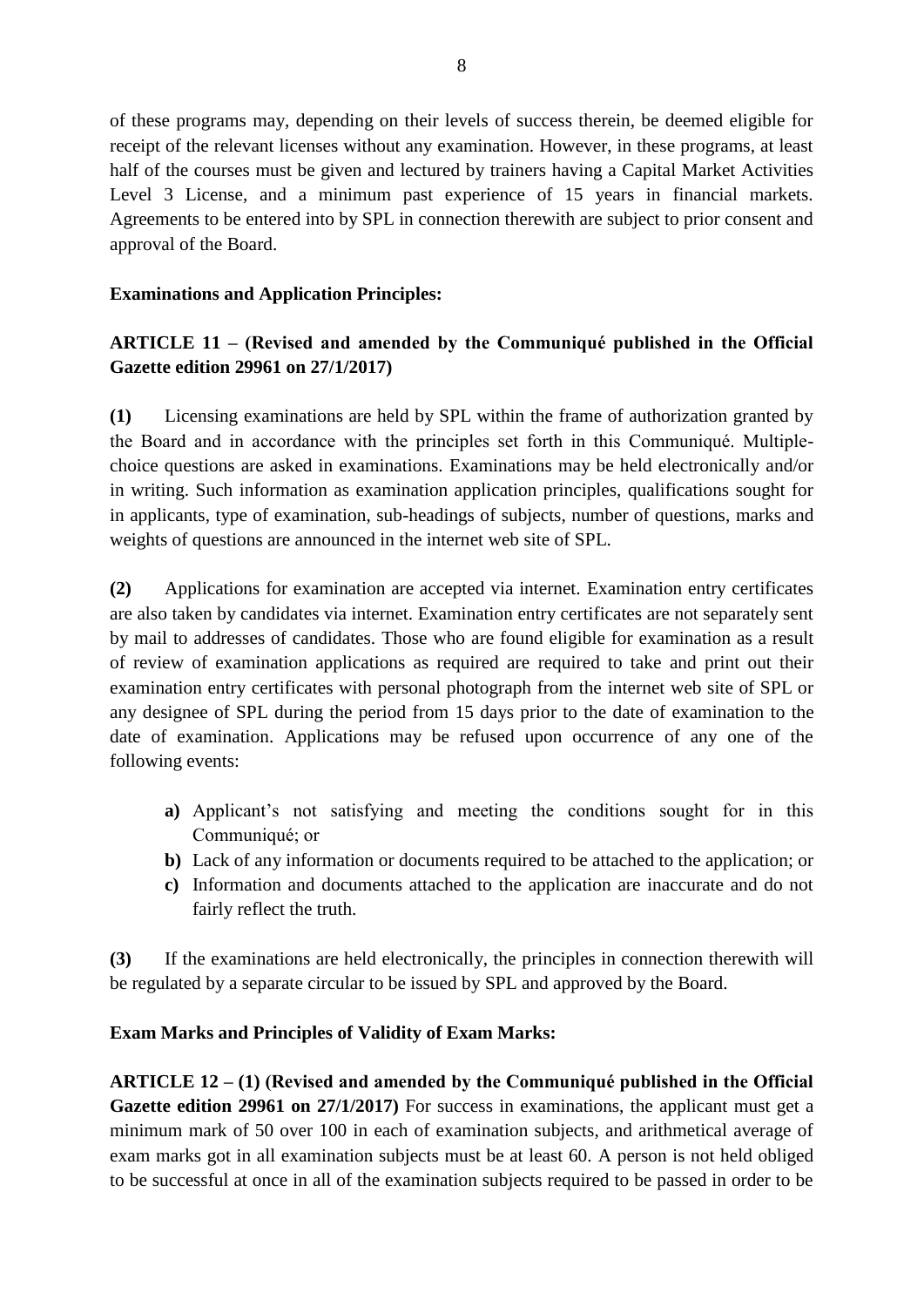of these programs may, depending on their levels of success therein, be deemed eligible for receipt of the relevant licenses without any examination. However, in these programs, at least half of the courses must be given and lectured by trainers having a Capital Market Activities Level 3 License, and a minimum past experience of 15 years in financial markets. Agreements to be entered into by SPL in connection therewith are subject to prior consent and approval of the Board.

**Examinations and Application Principles:**

**ARTICLE 11 – (Revised and amended by the Communiqué published in the Official Gazette edition 29961 on 27/1/2017)**

**(1)** Licensing examinations are held by SPL within the frame of authorization granted by the Board and in accordance with the principles set forth in this Communiqué. Multiple-choice questions are asked in examinations. Examinations may be held electronically and/or in writing. Such information as examination application principles, qualifications sought for in applicants, type of examination, sub-headings of subjects, number of questions, marks and weights of questions are announced in the internet web site of SPL.

**(2)** Applications for examination are accepted via internet. Examination entry certificates are also taken by candidates via internet. Examination entry certificates are not separately sent by mail to addresses of candidates. Those who are found eligible for examination as a result of review of examination applications as required are required to take and print out their examination entry certificates with personal photograph from the internet web site of SPL or any designee of SPL during the period from 15 days prior to the date of examination to the date of examination. Applications may be refused upon occurrence of any one of the following events:

- **a)** Applicant's not satisfying and meeting the conditions sought for in this Communiqué; or
- **b)** Lack of any information or documents required to be attached to the application; or
- **c)** Information and documents attached to the application are inaccurate and do not fairly reflect the truth.

**(3)** If the examinations are held electronically, the principles in connection therewith will be regulated by a separate circular to be issued by SPL and approved by the Board.

**Exam Marks and Principles of Validity of Exam Marks:**

**ARTICLE 12 – (1) (Revised and amended by the Communiqué published in the Official Gazette edition 29961 on 27/1/2017)** For success in examinations, the applicant must get a minimum mark of 50 over 100 in each of examination subjects, and arithmetical average of exam marks got in all examination subjects must be at least 60. A person is not held obliged to be successful at once in all of the examination subjects required to be passed in order to be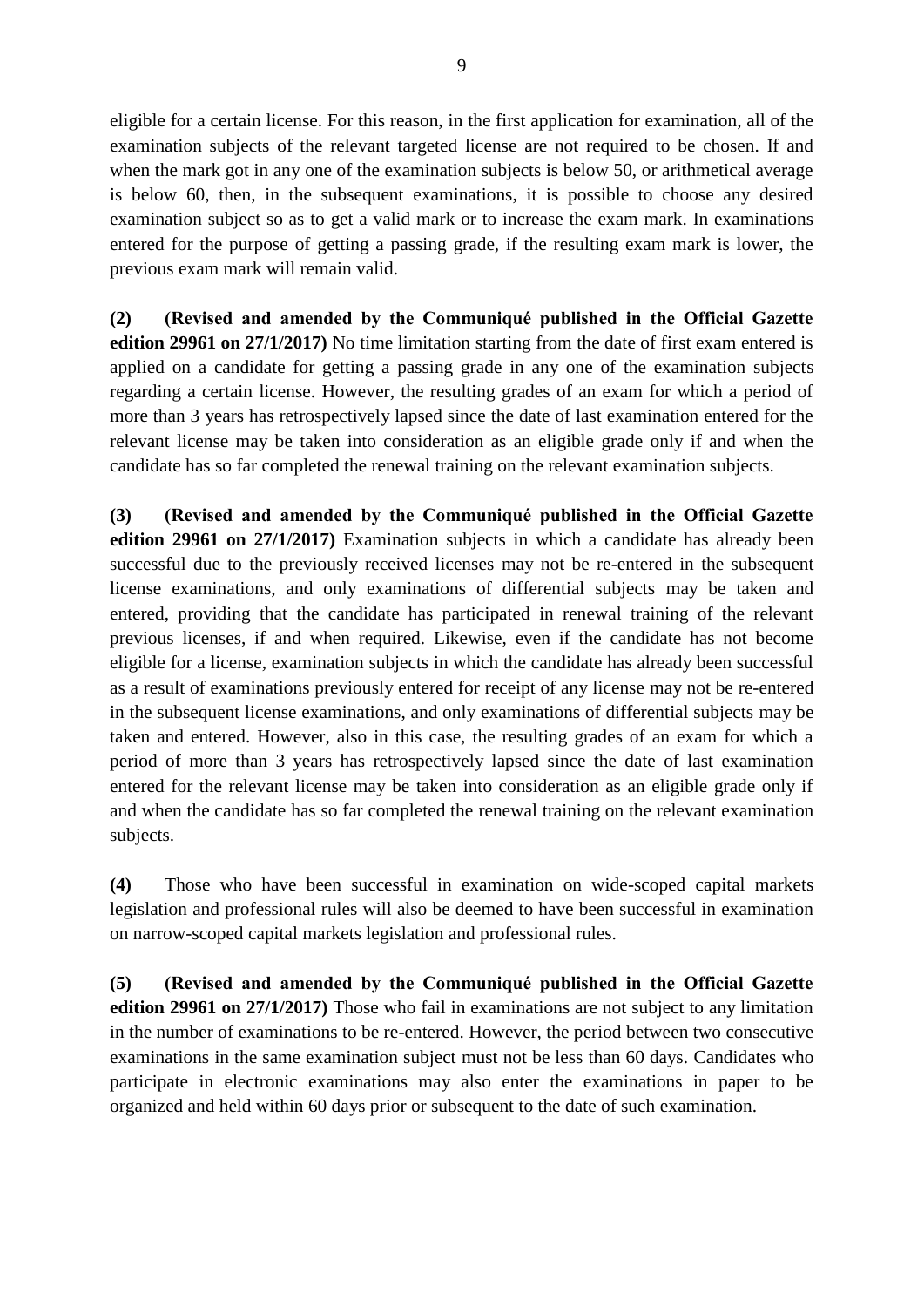eligible for a certain license. For this reason, in the first application for examination, all of the examination subjects of the relevant targeted license are not required to be chosen. If and when the mark got in any one of the examination subjects is below 50, or arithmetical average is below 60, then, in the subsequent examinations, it is possible to choose any desired examination subject so as to get a valid mark or to increase the exam mark. In examinations entered for the purpose of getting a passing grade, if the resulting exam mark is lower, the previous exam mark will remain valid.

**(2) (Revised and amended by the Communiqué published in the Official Gazette edition 29961 on 27/1/2017)** No time limitation starting from the date of first exam entered is applied on a candidate for getting a passing grade in any one of the examination subjects regarding a certain license. However, the resulting grades of an exam for which a period of more than 3 years has retrospectively lapsed since the date of last examination entered for the relevant license may be taken into consideration as an eligible grade only if and when the candidate has so far completed the renewal training on the relevant examination subjects.

**(3) (Revised and amended by the Communiqué published in the Official Gazette edition 29961 on 27/1/2017)** Examination subjects in which a candidate has already been successful due to the previously received licenses may not be re-entered in the subsequent license examinations, and only examinations of differential subjects may be taken and entered, providing that the candidate has participated in renewal training of the relevant previous licenses, if and when required. Likewise, even if the candidate has not become eligible for a license, examination subjects in which the candidate has already been successful as a result of examinations previously entered for receipt of any license may not be re-entered in the subsequent license examinations, and only examinations of differential subjects may be taken and entered. However, also in this case, the resulting grades of an exam for which a period of more than 3 years has retrospectively lapsed since the date of last examination entered for the relevant license may be taken into consideration as an eligible grade only if and when the candidate has so far completed the renewal training on the relevant examination subjects.

**(4)** Those who have been successful in examination on wide-scoped capital markets legislation and professional rules will also be deemed to have been successful in examination on narrow-scoped capital markets legislation and professional rules.

**(5) (Revised and amended by the Communiqué published in the Official Gazette edition 29961 on 27/1/2017)** Those who fail in examinations are not subject to any limitation in the number of examinations to be re-entered. However, the period between two consecutive examinations in the same examination subject must not be less than 60 days. Candidates who participate in electronic examinations may also enter the examinations in paper to be organized and held within 60 days prior or subsequent to the date of such examination.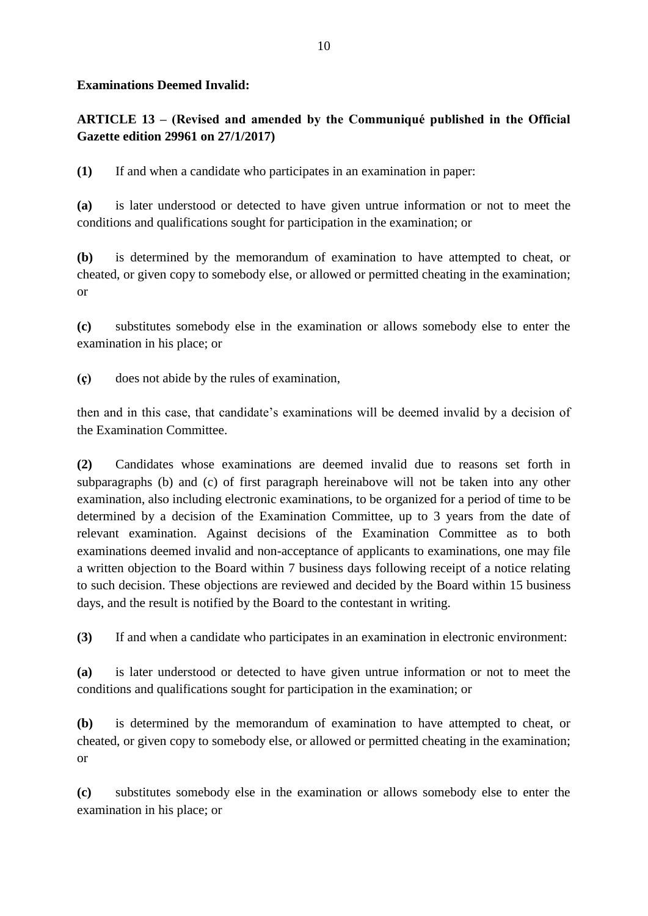**Examinations Deemed Invalid:**

**ARTICLE 13 – (Revised and amended by the Communiqué published in the Official Gazette edition 29961 on 27/1/2017)**

**(1)** If and when a candidate who participates in an examination in paper:

**(a)** is later understood or detected to have given untrue information or not to meet the conditions and qualifications sought for participation in the examination; or

**(b)** is determined by the memorandum of examination to have attempted to cheat, or cheated, or given copy to somebody else, or allowed or permitted cheating in the examination; or

**(c)** substitutes somebody else in the examination or allows somebody else to enter the examination in his place; or

**(ç)** does not abide by the rules of examination,

then and in this case, that candidate's examinations will be deemed invalid by a decision of the Examination Committee.

**(2)** Candidates whose examinations are deemed invalid due to reasons set forth in subparagraphs (b) and (c) of first paragraph hereinabove will not be taken into any other examination, also including electronic examinations, to be organized for a period of time to be determined by a decision of the Examination Committee, up to 3 years from the date of relevant examination. Against decisions of the Examination Committee as to both examinations deemed invalid and non-acceptance of applicants to examinations, one may file a written objection to the Board within 7 business days following receipt of a notice relating to such decision. These objections are reviewed and decided by the Board within 15 business days, and the result is notified by the Board to the contestant in writing.

**(3)** If and when a candidate who participates in an examination in electronic environment:

**(a)** is later understood or detected to have given untrue information or not to meet the conditions and qualifications sought for participation in the examination; or

**(b)** is determined by the memorandum of examination to have attempted to cheat, or cheated, or given copy to somebody else, or allowed or permitted cheating in the examination; or

**(c)** substitutes somebody else in the examination or allows somebody else to enter the examination in his place; or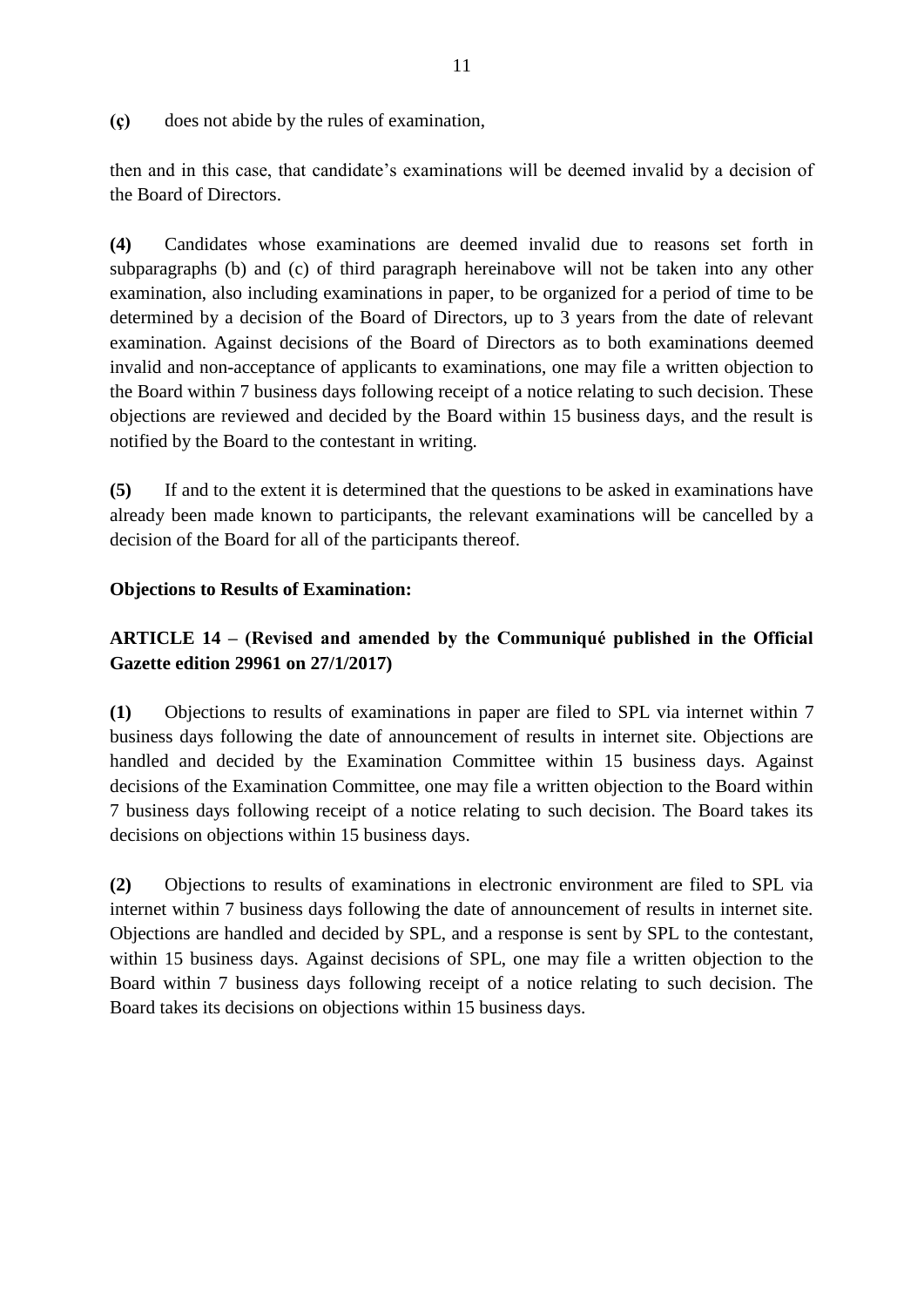**(ç)** does not abide by the rules of examination,

then and in this case, that candidate's examinations will be deemed invalid by a decision of the Board of Directors.

**(4)** Candidates whose examinations are deemed invalid due to reasons set forth in subparagraphs (b) and (c) of third paragraph hereinabove will not be taken into any other examination, also including examinations in paper, to be organized for a period of time to be determined by a decision of the Board of Directors, up to 3 years from the date of relevant examination. Against decisions of the Board of Directors as to both examinations deemed invalid and non-acceptance of applicants to examinations, one may file a written objection to the Board within 7 business days following receipt of a notice relating to such decision. These objections are reviewed and decided by the Board within 15 business days, and the result is notified by the Board to the contestant in writing.

**(5)** If and to the extent it is determined that the questions to be asked in examinations have already been made known to participants, the relevant examinations will be cancelled by a decision of the Board for all of the participants thereof.

**Objections to Results of Examination:**

**ARTICLE 14 – (Revised and amended by the Communiqué published in the Official Gazette edition 29961 on 27/1/2017)**

**(1)** Objections to results of examinations in paper are filed to SPL via internet within 7 business days following the date of announcement of results in internet site. Objections are handled and decided by the Examination Committee within 15 business days. Against decisions of the Examination Committee, one may file a written objection to the Board within 7 business days following receipt of a notice relating to such decision. The Board takes its decisions on objections within 15 business days.

**(2)** Objections to results of examinations in electronic environment are filed to SPL via internet within 7 business days following the date of announcement of results in internet site. Objections are handled and decided by SPL, and a response is sent by SPL to the contestant, within 15 business days. Against decisions of SPL, one may file a written objection to the Board within 7 business days following receipt of a notice relating to such decision. The Board takes its decisions on objections within 15 business days.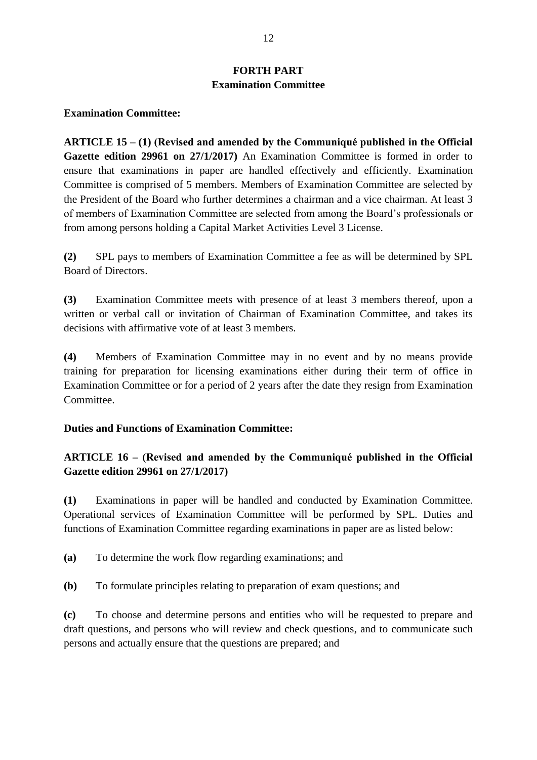## FORTH PART
## Examination Committee

**Examination Committee:**

**ARTICLE 15 – (1) (Revised and amended by the Communiqué published in the Official Gazette edition 29961 on 27/1/2017)** An Examination Committee is formed in order to ensure that examinations in paper are handled effectively and efficiently. Examination Committee is comprised of 5 members. Members of Examination Committee are selected by the President of the Board who further determines a chairman and a vice chairman. At least 3 of members of Examination Committee are selected from among the Board's professionals or from among persons holding a Capital Market Activities Level 3 License.

**(2)** SPL pays to members of Examination Committee a fee as will be determined by SPL Board of Directors.

**(3)** Examination Committee meets with presence of at least 3 members thereof, upon a written or verbal call or invitation of Chairman of Examination Committee, and takes its decisions with affirmative vote of at least 3 members.

**(4)** Members of Examination Committee may in no event and by no means provide training for preparation for licensing examinations either during their term of office in Examination Committee or for a period of 2 years after the date they resign from Examination Committee.

**Duties and Functions of Examination Committee:**

**ARTICLE 16 – (Revised and amended by the Communiqué published in the Official Gazette edition 29961 on 27/1/2017)**

**(1)** Examinations in paper will be handled and conducted by Examination Committee. Operational services of Examination Committee will be performed by SPL. Duties and functions of Examination Committee regarding examinations in paper are as listed below:

**(a)** To determine the work flow regarding examinations; and

**(b)** To formulate principles relating to preparation of exam questions; and

**(c)** To choose and determine persons and entities who will be requested to prepare and draft questions, and persons who will review and check questions, and to communicate such persons and actually ensure that the questions are prepared; and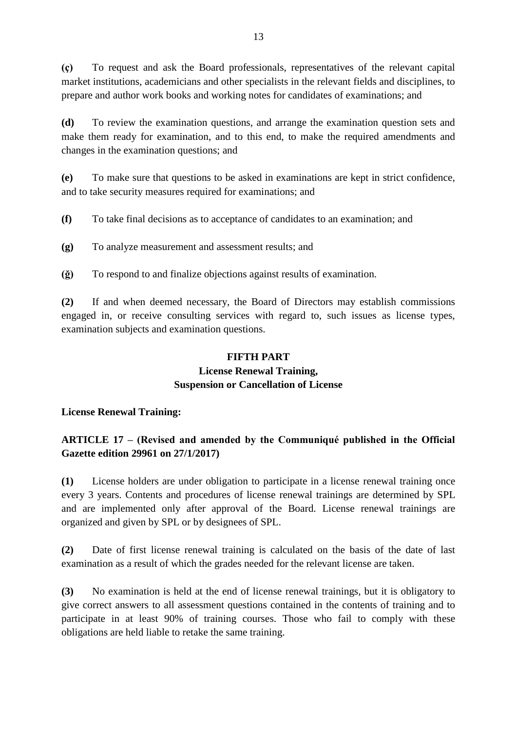**(ç)** To request and ask the Board professionals, representatives of the relevant capital market institutions, academicians and other specialists in the relevant fields and disciplines, to prepare and author work books and working notes for candidates of examinations; and

**(d)** To review the examination questions, and arrange the examination question sets and make them ready for examination, and to this end, to make the required amendments and changes in the examination questions; and

**(e)** To make sure that questions to be asked in examinations are kept in strict confidence, and to take security measures required for examinations; and

**(f)** To take final decisions as to acceptance of candidates to an examination; and

**(g)** To analyze measurement and assessment results; and

**(ğ)** To respond to and finalize objections against results of examination.

**(2)** If and when deemed necessary, the Board of Directors may establish commissions engaged in, or receive consulting services with regard to, such issues as license types, examination subjects and examination questions.

## FIFTH PART
## License Renewal Training, Suspension or Cancellation of License

**License Renewal Training:**

**ARTICLE 17 – (Revised and amended by the Communiqué published in the Official Gazette edition 29961 on 27/1/2017)**

**(1)** License holders are under obligation to participate in a license renewal training once every 3 years. Contents and procedures of license renewal trainings are determined by SPL and are implemented only after approval of the Board. License renewal trainings are organized and given by SPL or by designees of SPL.

**(2)** Date of first license renewal training is calculated on the basis of the date of last examination as a result of which the grades needed for the relevant license are taken.

**(3)** No examination is held at the end of license renewal trainings, but it is obligatory to give correct answers to all assessment questions contained in the contents of training and to participate in at least 90% of training courses. Those who fail to comply with these obligations are held liable to retake the same training.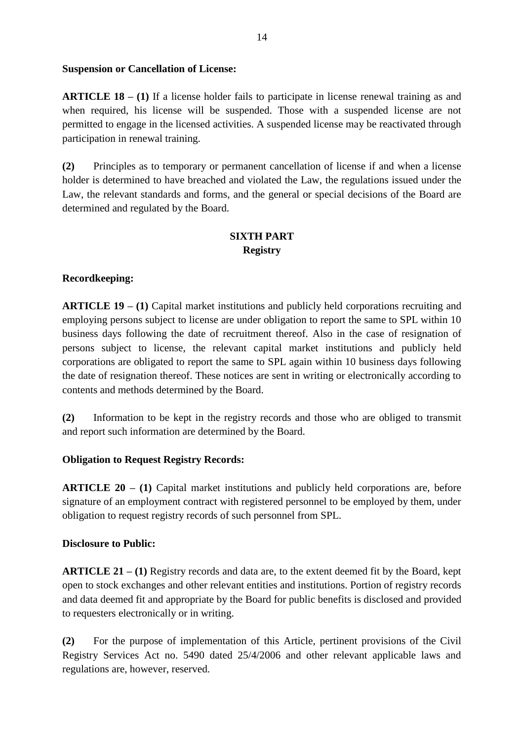**Suspension or Cancellation of License:**

**ARTICLE 18 – (1)** If a license holder fails to participate in license renewal training as and when required, his license will be suspended. Those with a suspended license are not permitted to engage in the licensed activities. A suspended license may be reactivated through participation in renewal training.

**(2)** Principles as to temporary or permanent cancellation of license if and when a license holder is determined to have breached and violated the Law, the regulations issued under the Law, the relevant standards and forms, and the general or special decisions of the Board are determined and regulated by the Board.

## SIXTH PART
## Registry

**Recordkeeping:**

**ARTICLE 19 – (1)** Capital market institutions and publicly held corporations recruiting and employing persons subject to license are under obligation to report the same to SPL within 10 business days following the date of recruitment thereof. Also in the case of resignation of persons subject to license, the relevant capital market institutions and publicly held corporations are obligated to report the same to SPL again within 10 business days following the date of resignation thereof. These notices are sent in writing or electronically according to contents and methods determined by the Board.

**(2)** Information to be kept in the registry records and those who are obliged to transmit and report such information are determined by the Board.

**Obligation to Request Registry Records:**

**ARTICLE 20 – (1)** Capital market institutions and publicly held corporations are, before signature of an employment contract with registered personnel to be employed by them, under obligation to request registry records of such personnel from SPL.

**Disclosure to Public:**

**ARTICLE 21 – (1)** Registry records and data are, to the extent deemed fit by the Board, kept open to stock exchanges and other relevant entities and institutions. Portion of registry records and data deemed fit and appropriate by the Board for public benefits is disclosed and provided to requesters electronically or in writing.

**(2)** For the purpose of implementation of this Article, pertinent provisions of the Civil Registry Services Act no. 5490 dated 25/4/2006 and other relevant applicable laws and regulations are, however, reserved.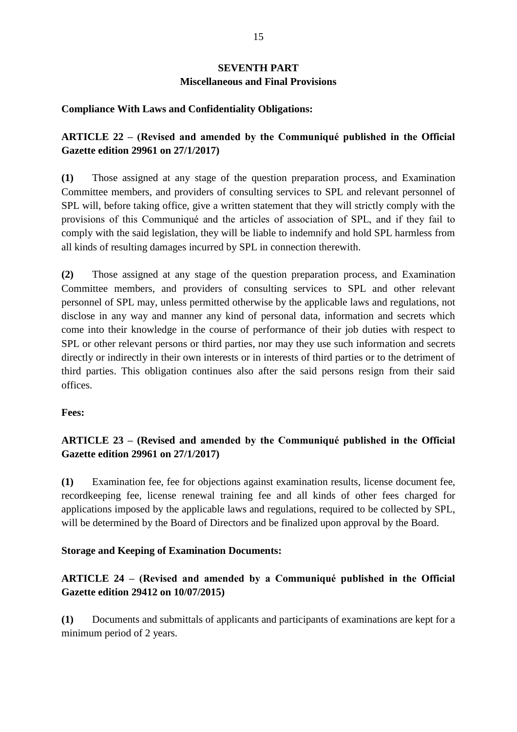## SEVENTH PART
## Miscellaneous and Final Provisions

**Compliance With Laws and Confidentiality Obligations:**

**ARTICLE 22 – (Revised and amended by the Communiqué published in the Official Gazette edition 29961 on 27/1/2017)**

**(1)** Those assigned at any stage of the question preparation process, and Examination Committee members, and providers of consulting services to SPL and relevant personnel of SPL will, before taking office, give a written statement that they will strictly comply with the provisions of this Communiqué and the articles of association of SPL, and if they fail to comply with the said legislation, they will be liable to indemnify and hold SPL harmless from all kinds of resulting damages incurred by SPL in connection therewith.

**(2)** Those assigned at any stage of the question preparation process, and Examination Committee members, and providers of consulting services to SPL and other relevant personnel of SPL may, unless permitted otherwise by the applicable laws and regulations, not disclose in any way and manner any kind of personal data, information and secrets which come into their knowledge in the course of performance of their job duties with respect to SPL or other relevant persons or third parties, nor may they use such information and secrets directly or indirectly in their own interests or in interests of third parties or to the detriment of third parties. This obligation continues also after the said persons resign from their said offices.

**Fees:**

**ARTICLE 23 – (Revised and amended by the Communiqué published in the Official Gazette edition 29961 on 27/1/2017)**

**(1)** Examination fee, fee for objections against examination results, license document fee, recordkeeping fee, license renewal training fee and all kinds of other fees charged for applications imposed by the applicable laws and regulations, required to be collected by SPL, will be determined by the Board of Directors and be finalized upon approval by the Board.

**Storage and Keeping of Examination Documents:**

**ARTICLE 24 – (Revised and amended by a Communiqué published in the Official Gazette edition 29412 on 10/07/2015)**

**(1)** Documents and submittals of applicants and participants of examinations are kept for a minimum period of 2 years.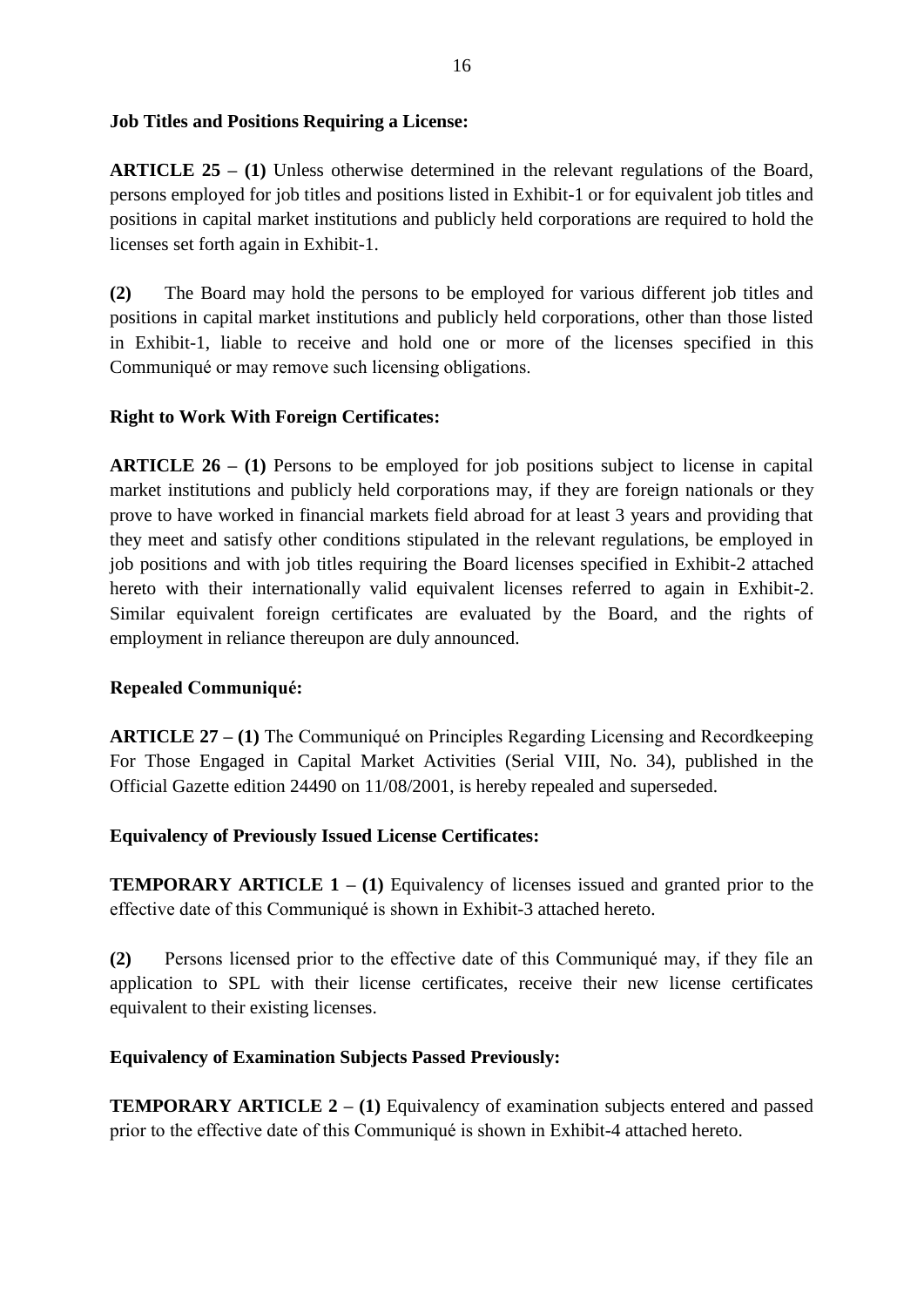**Job Titles and Positions Requiring a License:**

**ARTICLE 25 – (1)** Unless otherwise determined in the relevant regulations of the Board, persons employed for job titles and positions listed in Exhibit-1 or for equivalent job titles and positions in capital market institutions and publicly held corporations are required to hold the licenses set forth again in Exhibit-1.

**(2)** The Board may hold the persons to be employed for various different job titles and positions in capital market institutions and publicly held corporations, other than those listed in Exhibit-1, liable to receive and hold one or more of the licenses specified in this Communiqué or may remove such licensing obligations.

**Right to Work With Foreign Certificates:**

**ARTICLE 26 – (1)** Persons to be employed for job positions subject to license in capital market institutions and publicly held corporations may, if they are foreign nationals or they prove to have worked in financial markets field abroad for at least 3 years and providing that they meet and satisfy other conditions stipulated in the relevant regulations, be employed in job positions and with job titles requiring the Board licenses specified in Exhibit-2 attached hereto with their internationally valid equivalent licenses referred to again in Exhibit-2. Similar equivalent foreign certificates are evaluated by the Board, and the rights of employment in reliance thereupon are duly announced.

**Repealed Communiqué:**

**ARTICLE 27 – (1)** The Communiqué on Principles Regarding Licensing and Recordkeeping For Those Engaged in Capital Market Activities (Serial VIII, No. 34), published in the Official Gazette edition 24490 on 11/08/2001, is hereby repealed and superseded.

**Equivalency of Previously Issued License Certificates:**

**TEMPORARY ARTICLE 1 – (1)** Equivalency of licenses issued and granted prior to the effective date of this Communiqué is shown in Exhibit-3 attached hereto.

**(2)** Persons licensed prior to the effective date of this Communiqué may, if they file an application to SPL with their license certificates, receive their new license certificates equivalent to their existing licenses.

**Equivalency of Examination Subjects Passed Previously:**

**TEMPORARY ARTICLE 2 – (1)** Equivalency of examination subjects entered and passed prior to the effective date of this Communiqué is shown in Exhibit-4 attached hereto.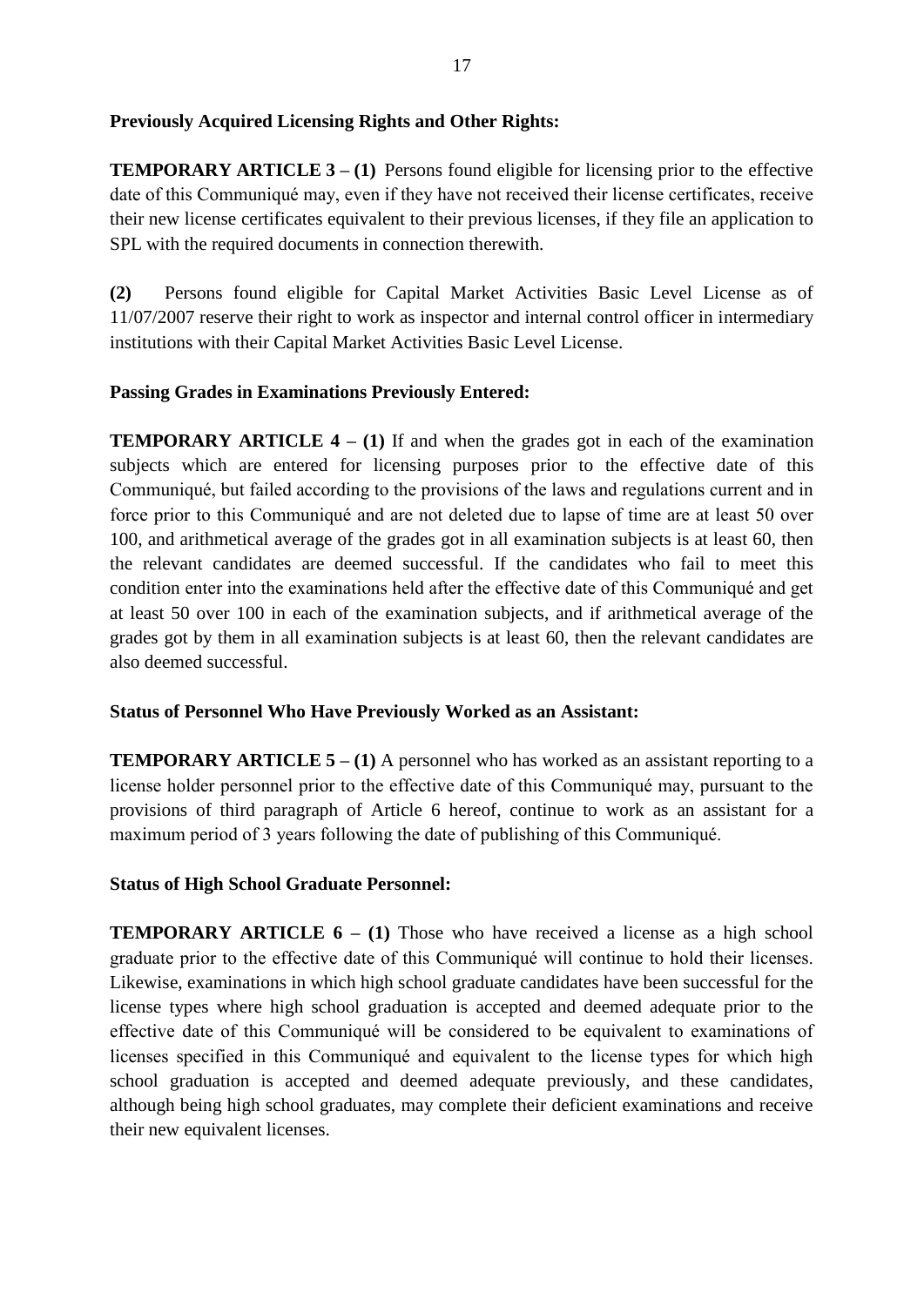**Previously Acquired Licensing Rights and Other Rights:**

**TEMPORARY ARTICLE 3 – (1)** Persons found eligible for licensing prior to the effective date of this Communiqué may, even if they have not received their license certificates, receive their new license certificates equivalent to their previous licenses, if they file an application to SPL with the required documents in connection therewith.

**(2)** Persons found eligible for Capital Market Activities Basic Level License as of 11/07/2007 reserve their right to work as inspector and internal control officer in intermediary institutions with their Capital Market Activities Basic Level License.

**Passing Grades in Examinations Previously Entered:**

**TEMPORARY ARTICLE 4 – (1)** If and when the grades got in each of the examination subjects which are entered for licensing purposes prior to the effective date of this Communiqué, but failed according to the provisions of the laws and regulations current and in force prior to this Communiqué and are not deleted due to lapse of time are at least 50 over 100, and arithmetical average of the grades got in all examination subjects is at least 60, then the relevant candidates are deemed successful. If the candidates who fail to meet this condition enter into the examinations held after the effective date of this Communiqué and get at least 50 over 100 in each of the examination subjects, and if arithmetical average of the grades got by them in all examination subjects is at least 60, then the relevant candidates are also deemed successful.

**Status of Personnel Who Have Previously Worked as an Assistant:**

**TEMPORARY ARTICLE 5 – (1)** A personnel who has worked as an assistant reporting to a license holder personnel prior to the effective date of this Communiqué may, pursuant to the provisions of third paragraph of Article 6 hereof, continue to work as an assistant for a maximum period of 3 years following the date of publishing of this Communiqué.

**Status of High School Graduate Personnel:**

**TEMPORARY ARTICLE 6 – (1)** Those who have received a license as a high school graduate prior to the effective date of this Communiqué will continue to hold their licenses. Likewise, examinations in which high school graduate candidates have been successful for the license types where high school graduation is accepted and deemed adequate prior to the effective date of this Communiqué will be considered to be equivalent to examinations of licenses specified in this Communiqué and equivalent to the license types for which high school graduation is accepted and deemed adequate previously, and these candidates, although being high school graduates, may complete their deficient examinations and receive their new equivalent licenses.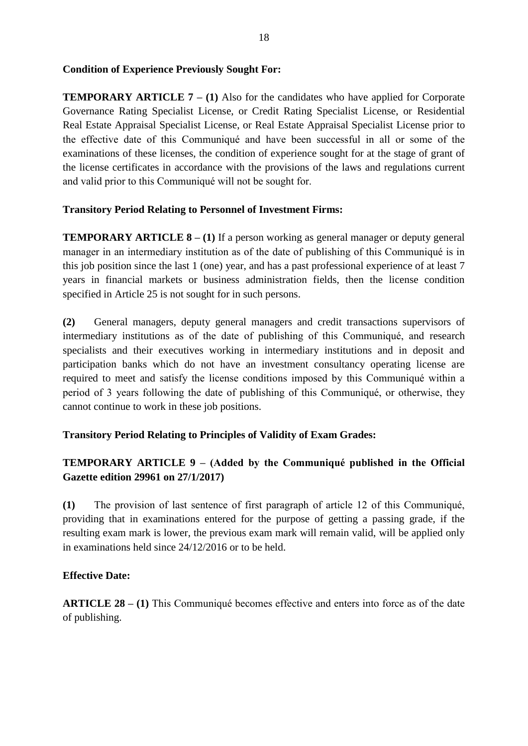**Condition of Experience Previously Sought For:**

**TEMPORARY ARTICLE 7 – (1)** Also for the candidates who have applied for Corporate Governance Rating Specialist License, or Credit Rating Specialist License, or Residential Real Estate Appraisal Specialist License, or Real Estate Appraisal Specialist License prior to the effective date of this Communiqué and have been successful in all or some of the examinations of these licenses, the condition of experience sought for at the stage of grant of the license certificates in accordance with the provisions of the laws and regulations current and valid prior to this Communiqué will not be sought for.

**Transitory Period Relating to Personnel of Investment Firms:**

**TEMPORARY ARTICLE 8 – (1)** If a person working as general manager or deputy general manager in an intermediary institution as of the date of publishing of this Communiqué is in this job position since the last 1 (one) year, and has a past professional experience of at least 7 years in financial markets or business administration fields, then the license condition specified in Article 25 is not sought for in such persons.

**(2)** General managers, deputy general managers and credit transactions supervisors of intermediary institutions as of the date of publishing of this Communiqué, and research specialists and their executives working in intermediary institutions and in deposit and participation banks which do not have an investment consultancy operating license are required to meet and satisfy the license conditions imposed by this Communiqué within a period of 3 years following the date of publishing of this Communiqué, or otherwise, they cannot continue to work in these job positions.

**Transitory Period Relating to Principles of Validity of Exam Grades:**

**TEMPORARY ARTICLE 9 – (Added by the Communiqué published in the Official Gazette edition 29961 on 27/1/2017)**

**(1)** The provision of last sentence of first paragraph of article 12 of this Communiqué, providing that in examinations entered for the purpose of getting a passing grade, if the resulting exam mark is lower, the previous exam mark will remain valid, will be applied only in examinations held since 24/12/2016 or to be held.

**Effective Date:**

**ARTICLE 28 – (1)** This Communiqué becomes effective and enters into force as of the date of publishing.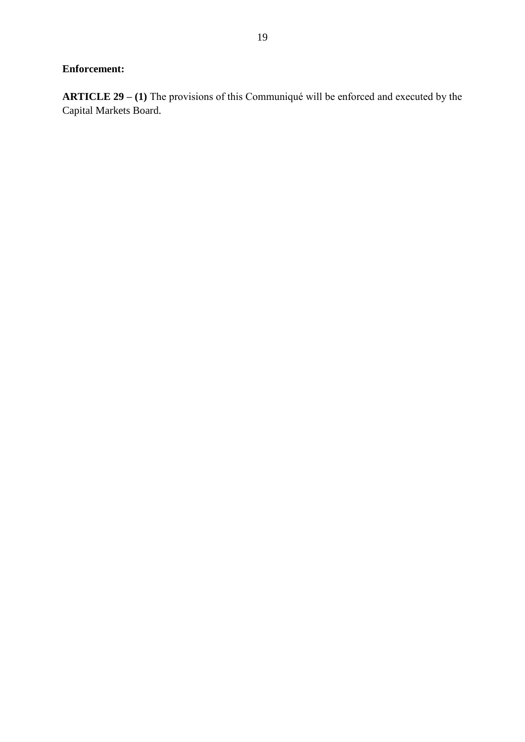**Enforcement:**

**ARTICLE 29 – (1)** The provisions of this Communiqué will be enforced and executed by the Capital Markets Board.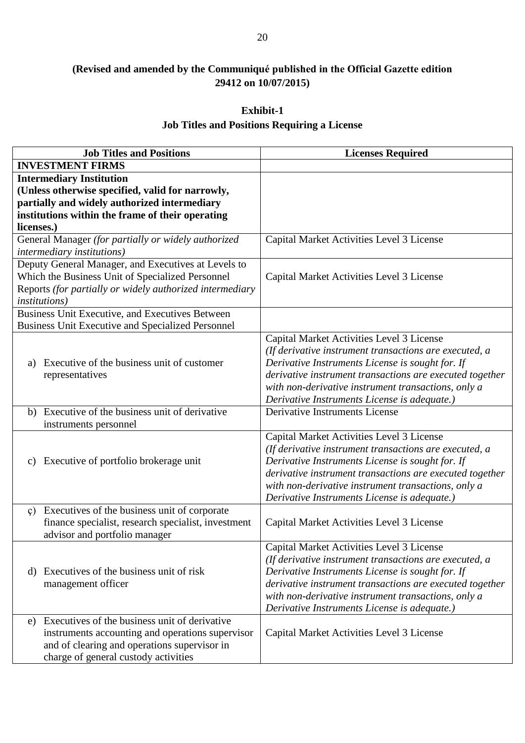**(Revised and amended by the Communiqué published in the Official Gazette edition 29412 on 10/07/2015)**

## Exhibit-1

## Job Titles and Positions Requiring a License

| Job Titles and Positions | Licenses Required |
|---|---|
| **INVESTMENT FIRMS** | |
| **Intermediary Institution (Unless otherwise specified, valid for narrowly, partially and widely authorized intermediary institutions within the frame of their operating licenses.)** | |
| General Manager *(for partially or widely authorized intermediary institutions)* | Capital Market Activities Level 3 License |
| Deputy General Manager, and Executives at Levels to Which the Business Unit of Specialized Personnel Reports *(for partially or widely authorized intermediary institutions)* | Capital Market Activities Level 3 License |
| Business Unit Executive, and Executives Between Business Unit Executive and Specialized Personnel | |
| a) Executive of the business unit of customer representatives | Capital Market Activities Level 3 License *(If derivative instrument transactions are executed, a Derivative Instruments License is sought for. If derivative instrument transactions are executed together with non-derivative instrument transactions, only a Derivative Instruments License is adequate.)* |
| b) Executive of the business unit of derivative instruments personnel | Derivative Instruments License |
| c) Executive of portfolio brokerage unit | Capital Market Activities Level 3 License *(If derivative instrument transactions are executed, a Derivative Instruments License is sought for. If derivative instrument transactions are executed together with non-derivative instrument transactions, only a Derivative Instruments License is adequate.)* |
| ç) Executives of the business unit of corporate finance specialist, research specialist, investment advisor and portfolio manager | Capital Market Activities Level 3 License |
| d) Executives of the business unit of risk management officer | Capital Market Activities Level 3 License *(If derivative instrument transactions are executed, a Derivative Instruments License is sought for. If derivative instrument transactions are executed together with non-derivative instrument transactions, only a Derivative Instruments License is adequate.)* |
| e) Executives of the business unit of derivative instruments accounting and operations supervisor and of clearing and operations supervisor in charge of general custody activities | Capital Market Activities Level 3 License |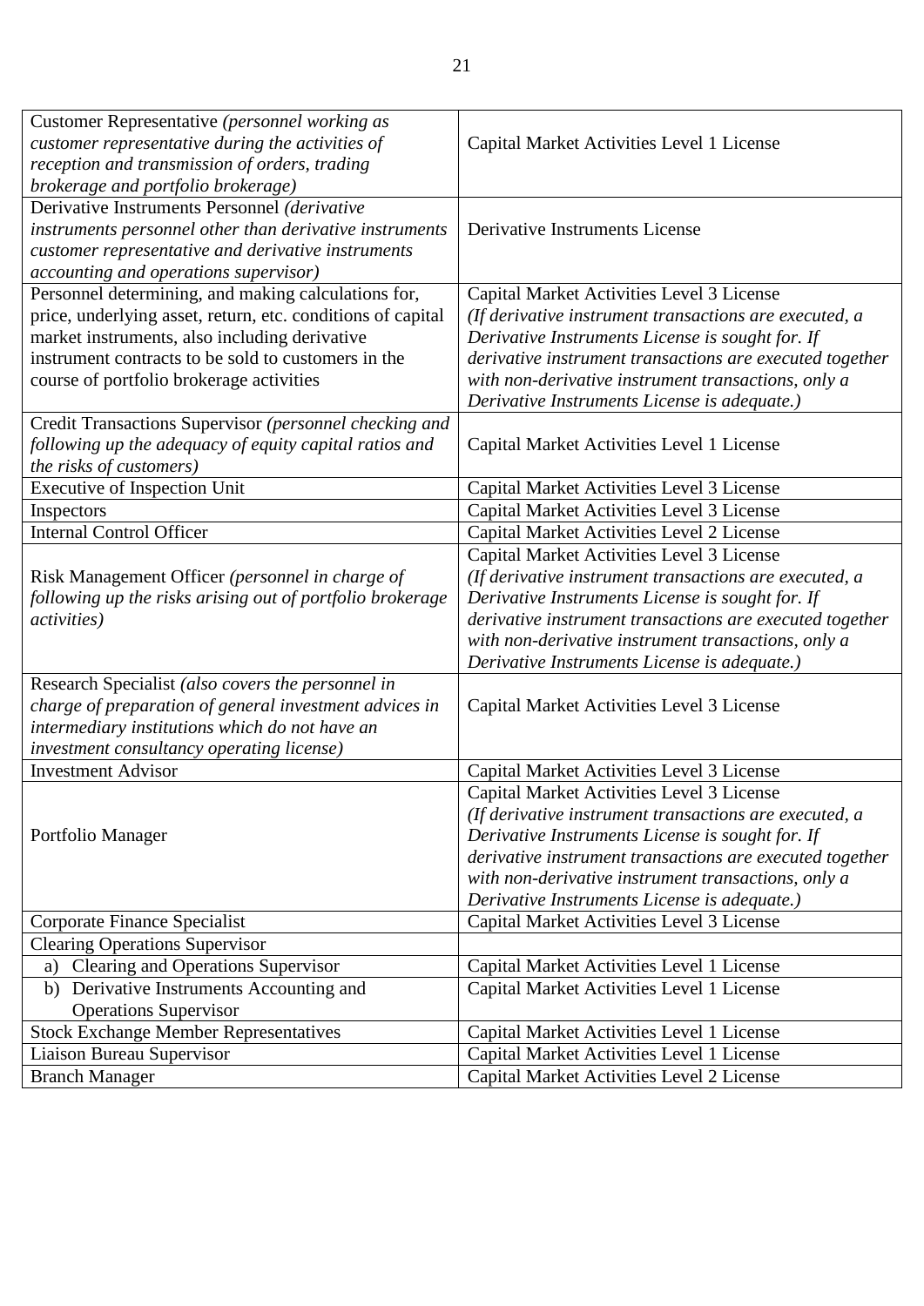| | |
|---|---|
| Customer Representative *(personnel working as customer representative during the activities of reception and transmission of orders, trading brokerage and portfolio brokerage)* | Capital Market Activities Level 1 License |
| Derivative Instruments Personnel *(derivative instruments personnel other than derivative instruments customer representative and derivative instruments accounting and operations supervisor)* | Derivative Instruments License |
| Personnel determining, and making calculations for, price, underlying asset, return, etc. conditions of capital market instruments, also including derivative instrument contracts to be sold to customers in the course of portfolio brokerage activities | Capital Market Activities Level 3 License *(If derivative instrument transactions are executed, a Derivative Instruments License is sought for. If derivative instrument transactions are executed together with non-derivative instrument transactions, only a Derivative Instruments License is adequate.)* |
| Credit Transactions Supervisor *(personnel checking and following up the adequacy of equity capital ratios and the risks of customers)* | Capital Market Activities Level 1 License |
| Executive of Inspection Unit | Capital Market Activities Level 3 License |
| Inspectors | Capital Market Activities Level 3 License |
| Internal Control Officer | Capital Market Activities Level 2 License |
| Risk Management Officer *(personnel in charge of following up the risks arising out of portfolio brokerage activities)* | Capital Market Activities Level 3 License *(If derivative instrument transactions are executed, a Derivative Instruments License is sought for. If derivative instrument transactions are executed together with non-derivative instrument transactions, only a Derivative Instruments License is adequate.)* |
| Research Specialist *(also covers the personnel in charge of preparation of general investment advices in intermediary institutions which do not have an investment consultancy operating license)* | Capital Market Activities Level 3 License |
| Investment Advisor | Capital Market Activities Level 3 License |
| Portfolio Manager | Capital Market Activities Level 3 License *(If derivative instrument transactions are executed, a Derivative Instruments License is sought for. If derivative instrument transactions are executed together with non-derivative instrument transactions, only a Derivative Instruments License is adequate.)* |
| Corporate Finance Specialist | Capital Market Activities Level 3 License |
| Clearing Operations Supervisor | |
| a) Clearing and Operations Supervisor | Capital Market Activities Level 1 License |
| b) Derivative Instruments Accounting and Operations Supervisor | Capital Market Activities Level 1 License |
| Stock Exchange Member Representatives | Capital Market Activities Level 1 License |
| Liaison Bureau Supervisor | Capital Market Activities Level 1 License |
| Branch Manager | Capital Market Activities Level 2 License |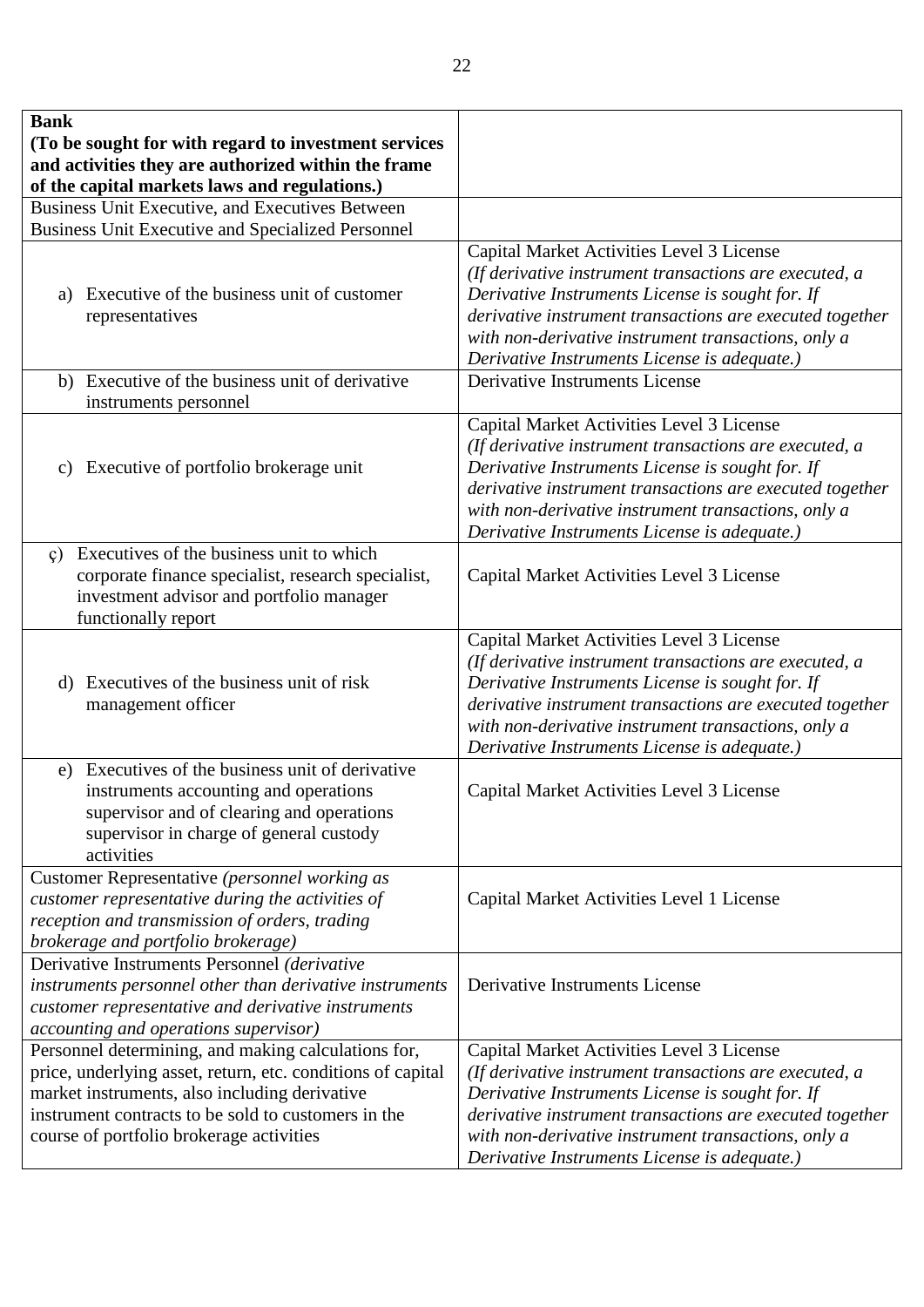| **Bank (To be sought for with regard to investment services and activities they are authorized within the frame of the capital markets laws and regulations.)** | |
|---|---|
| Business Unit Executive, and Executives Between Business Unit Executive and Specialized Personnel | |
| a) Executive of the business unit of customer representatives | Capital Market Activities Level 3 License *(If derivative instrument transactions are executed, a Derivative Instruments License is sought for. If derivative instrument transactions are executed together with non-derivative instrument transactions, only a Derivative Instruments License is adequate.)* |
| b) Executive of the business unit of derivative instruments personnel | Derivative Instruments License |
| c) Executive of portfolio brokerage unit | Capital Market Activities Level 3 License *(If derivative instrument transactions are executed, a Derivative Instruments License is sought for. If derivative instrument transactions are executed together with non-derivative instrument transactions, only a Derivative Instruments License is adequate.)* |
| ç) Executives of the business unit to which corporate finance specialist, research specialist, investment advisor and portfolio manager functionally report | Capital Market Activities Level 3 License |
| d) Executives of the business unit of risk management officer | Capital Market Activities Level 3 License *(If derivative instrument transactions are executed, a Derivative Instruments License is sought for. If derivative instrument transactions are executed together with non-derivative instrument transactions, only a Derivative Instruments License is adequate.)* |
| e) Executives of the business unit of derivative instruments accounting and operations supervisor and of clearing and operations supervisor in charge of general custody activities | Capital Market Activities Level 3 License |
| Customer Representative *(personnel working as customer representative during the activities of reception and transmission of orders, trading brokerage and portfolio brokerage)* | Capital Market Activities Level 1 License |
| Derivative Instruments Personnel *(derivative instruments personnel other than derivative instruments customer representative and derivative instruments accounting and operations supervisor)* | Derivative Instruments License |
| Personnel determining, and making calculations for, price, underlying asset, return, etc. conditions of capital market instruments, also including derivative instrument contracts to be sold to customers in the course of portfolio brokerage activities | Capital Market Activities Level 3 License *(If derivative instrument transactions are executed, a Derivative Instruments License is sought for. If derivative instrument transactions are executed together with non-derivative instrument transactions, only a Derivative Instruments License is adequate.)* |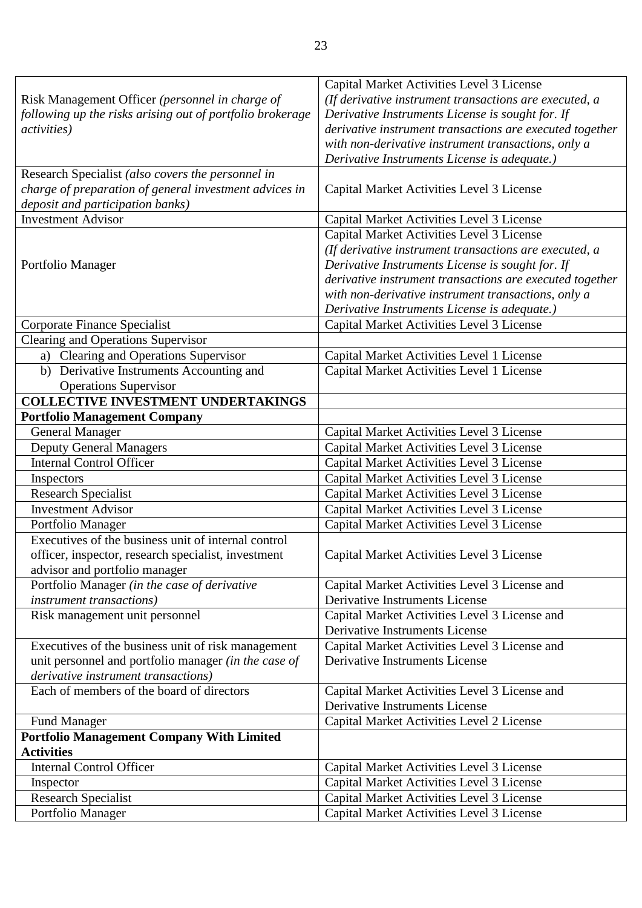| | |
|---|---|
| Risk Management Officer *(personnel in charge of following up the risks arising out of portfolio brokerage activities)* | Capital Market Activities Level 3 License *(If derivative instrument transactions are executed, a Derivative Instruments License is sought for. If derivative instrument transactions are executed together with non-derivative instrument transactions, only a Derivative Instruments License is adequate.)* |
| Research Specialist *(also covers the personnel in charge of preparation of general investment advices in deposit and participation banks)* | Capital Market Activities Level 3 License |
| Investment Advisor | Capital Market Activities Level 3 License |
| Portfolio Manager | Capital Market Activities Level 3 License *(If derivative instrument transactions are executed, a Derivative Instruments License is sought for. If derivative instrument transactions are executed together with non-derivative instrument transactions, only a Derivative Instruments License is adequate.)* |
| Corporate Finance Specialist | Capital Market Activities Level 3 License |
| Clearing and Operations Supervisor | |
| a) Clearing and Operations Supervisor | Capital Market Activities Level 1 License |
| b) Derivative Instruments Accounting and Operations Supervisor | Capital Market Activities Level 1 License |
| **COLLECTIVE INVESTMENT UNDERTAKINGS** | |
| **Portfolio Management Company** | |
| General Manager | Capital Market Activities Level 3 License |
| Deputy General Managers | Capital Market Activities Level 3 License |
| Internal Control Officer | Capital Market Activities Level 3 License |
| Inspectors | Capital Market Activities Level 3 License |
| Research Specialist | Capital Market Activities Level 3 License |
| Investment Advisor | Capital Market Activities Level 3 License |
| Portfolio Manager | Capital Market Activities Level 3 License |
| Executives of the business unit of internal control officer, inspector, research specialist, investment advisor and portfolio manager | Capital Market Activities Level 3 License |
| Portfolio Manager *(in the case of derivative instrument transactions)* | Capital Market Activities Level 3 License and Derivative Instruments License |
| Risk management unit personnel | Capital Market Activities Level 3 License and Derivative Instruments License |
| Executives of the business unit of risk management unit personnel and portfolio manager *(in the case of derivative instrument transactions)* | Capital Market Activities Level 3 License and Derivative Instruments License |
| Each of members of the board of directors | Capital Market Activities Level 3 License and Derivative Instruments License |
| Fund Manager | Capital Market Activities Level 2 License |
| **Portfolio Management Company With Limited Activities** | |
| Internal Control Officer | Capital Market Activities Level 3 License |
| Inspector | Capital Market Activities Level 3 License |
| Research Specialist | Capital Market Activities Level 3 License |
| Portfolio Manager | Capital Market Activities Level 3 License |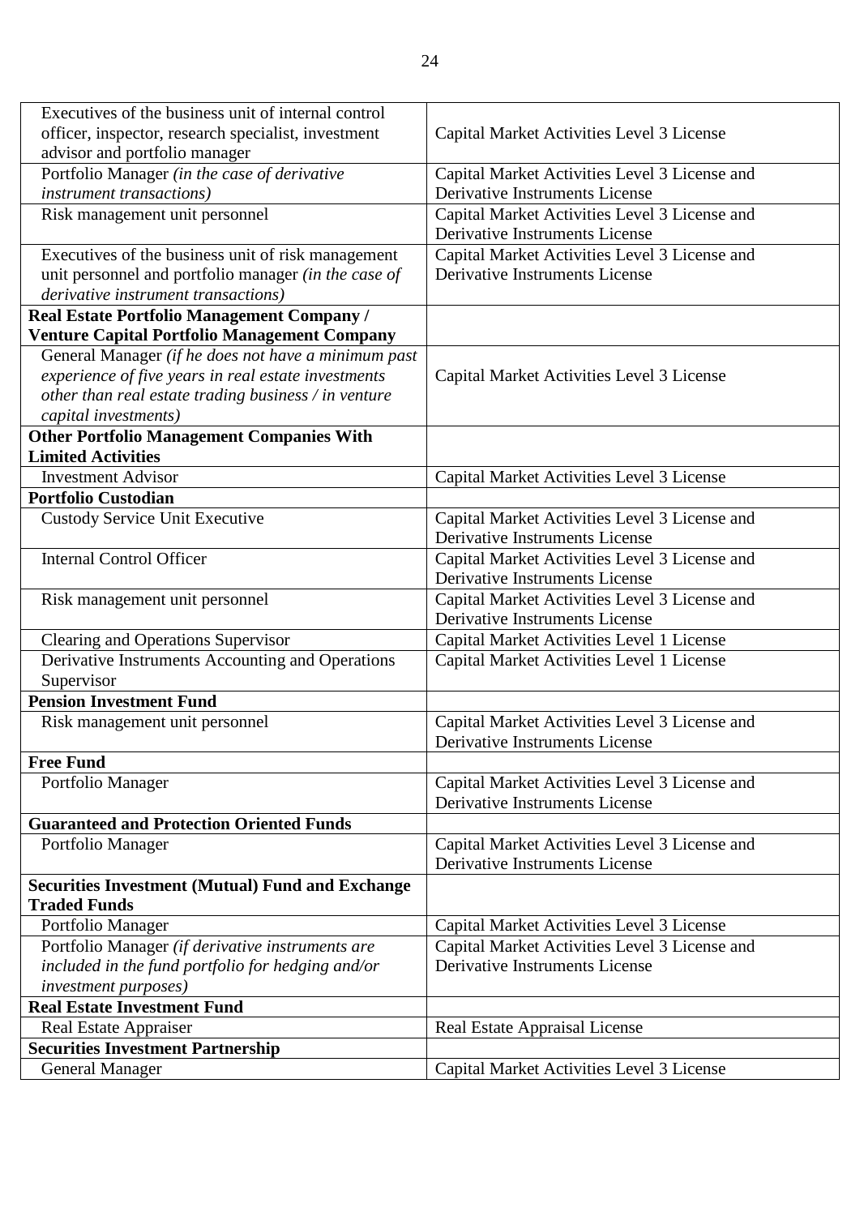| | |
|---|---|
| Executives of the business unit of internal control officer, inspector, research specialist, investment advisor and portfolio manager | Capital Market Activities Level 3 License |
| Portfolio Manager *(in the case of derivative instrument transactions)* | Capital Market Activities Level 3 License and Derivative Instruments License |
| Risk management unit personnel | Capital Market Activities Level 3 License and Derivative Instruments License |
| Executives of the business unit of risk management unit personnel and portfolio manager *(in the case of derivative instrument transactions)* | Capital Market Activities Level 3 License and Derivative Instruments License |
| **Real Estate Portfolio Management Company / Venture Capital Portfolio Management Company** | |
| General Manager *(if he does not have a minimum past experience of five years in real estate investments other than real estate trading business / in venture capital investments)* | Capital Market Activities Level 3 License |
| **Other Portfolio Management Companies With Limited Activities** | |
| Investment Advisor | Capital Market Activities Level 3 License |
| **Portfolio Custodian** | |
| Custody Service Unit Executive | Capital Market Activities Level 3 License and Derivative Instruments License |
| Internal Control Officer | Capital Market Activities Level 3 License and Derivative Instruments License |
| Risk management unit personnel | Capital Market Activities Level 3 License and Derivative Instruments License |
| Clearing and Operations Supervisor | Capital Market Activities Level 1 License |
| Derivative Instruments Accounting and Operations Supervisor | Capital Market Activities Level 1 License |
| **Pension Investment Fund** | |
| Risk management unit personnel | Capital Market Activities Level 3 License and Derivative Instruments License |
| **Free Fund** | |
| Portfolio Manager | Capital Market Activities Level 3 License and Derivative Instruments License |
| **Guaranteed and Protection Oriented Funds** | |
| Portfolio Manager | Capital Market Activities Level 3 License and Derivative Instruments License |
| **Securities Investment (Mutual) Fund and Exchange Traded Funds** | |
| Portfolio Manager | Capital Market Activities Level 3 License |
| Portfolio Manager *(if derivative instruments are included in the fund portfolio for hedging and/or investment purposes)* | Capital Market Activities Level 3 License and Derivative Instruments License |
| **Real Estate Investment Fund** | |
| Real Estate Appraiser | Real Estate Appraisal License |
| **Securities Investment Partnership** | |
| General Manager | Capital Market Activities Level 3 License |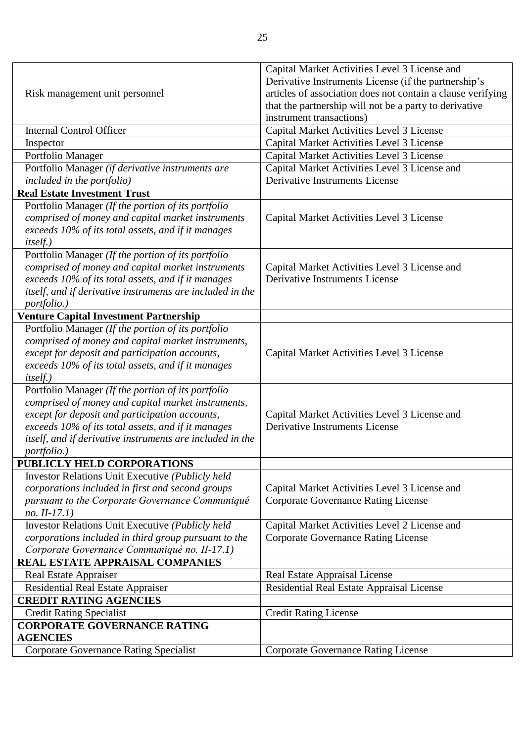| | |
|---|---|
| Risk management unit personnel | Capital Market Activities Level 3 License and Derivative Instruments License (if the partnership's articles of association does not contain a clause verifying that the partnership will not be a party to derivative instrument transactions) |
| Internal Control Officer | Capital Market Activities Level 3 License |
| Inspector | Capital Market Activities Level 3 License |
| Portfolio Manager | Capital Market Activities Level 3 License |
| Portfolio Manager *(if derivative instruments are included in the portfolio)* | Capital Market Activities Level 3 License and Derivative Instruments License |
| **Real Estate Investment Trust** | |
| Portfolio Manager *(If the portion of its portfolio comprised of money and capital market instruments exceeds 10% of its total assets, and if it manages itself.)* | Capital Market Activities Level 3 License |
| Portfolio Manager *(If the portion of its portfolio comprised of money and capital market instruments exceeds 10% of its total assets, and if it manages itself, and if derivative instruments are included in the portfolio.)* | Capital Market Activities Level 3 License and Derivative Instruments License |
| **Venture Capital Investment Partnership** | |
| Portfolio Manager *(If the portion of its portfolio comprised of money and capital market instruments, except for deposit and participation accounts, exceeds 10% of its total assets, and if it manages itself.)* | Capital Market Activities Level 3 License |
| Portfolio Manager *(If the portion of its portfolio comprised of money and capital market instruments, except for deposit and participation accounts, exceeds 10% of its total assets, and if it manages itself, and if derivative instruments are included in the portfolio.)* | Capital Market Activities Level 3 License and Derivative Instruments License |
| **PUBLICLY HELD CORPORATIONS** | |
| Investor Relations Unit Executive *(Publicly held corporations included in first and second groups pursuant to the Corporate Governance Communiqué no. II-17.1)* | Capital Market Activities Level 3 License and Corporate Governance Rating License |
| Investor Relations Unit Executive *(Publicly held corporations included in third group pursuant to the Corporate Governance Communiqué no. II-17.1)* | Capital Market Activities Level 2 License and Corporate Governance Rating License |
| **REAL ESTATE APPRAISAL COMPANIES** | |
| Real Estate Appraiser | Real Estate Appraisal License |
| Residential Real Estate Appraiser | Residential Real Estate Appraisal License |
| **CREDIT RATING AGENCIES** | |
| Credit Rating Specialist | Credit Rating License |
| **CORPORATE GOVERNANCE RATING AGENCIES** | |
| Corporate Governance Rating Specialist | Corporate Governance Rating License |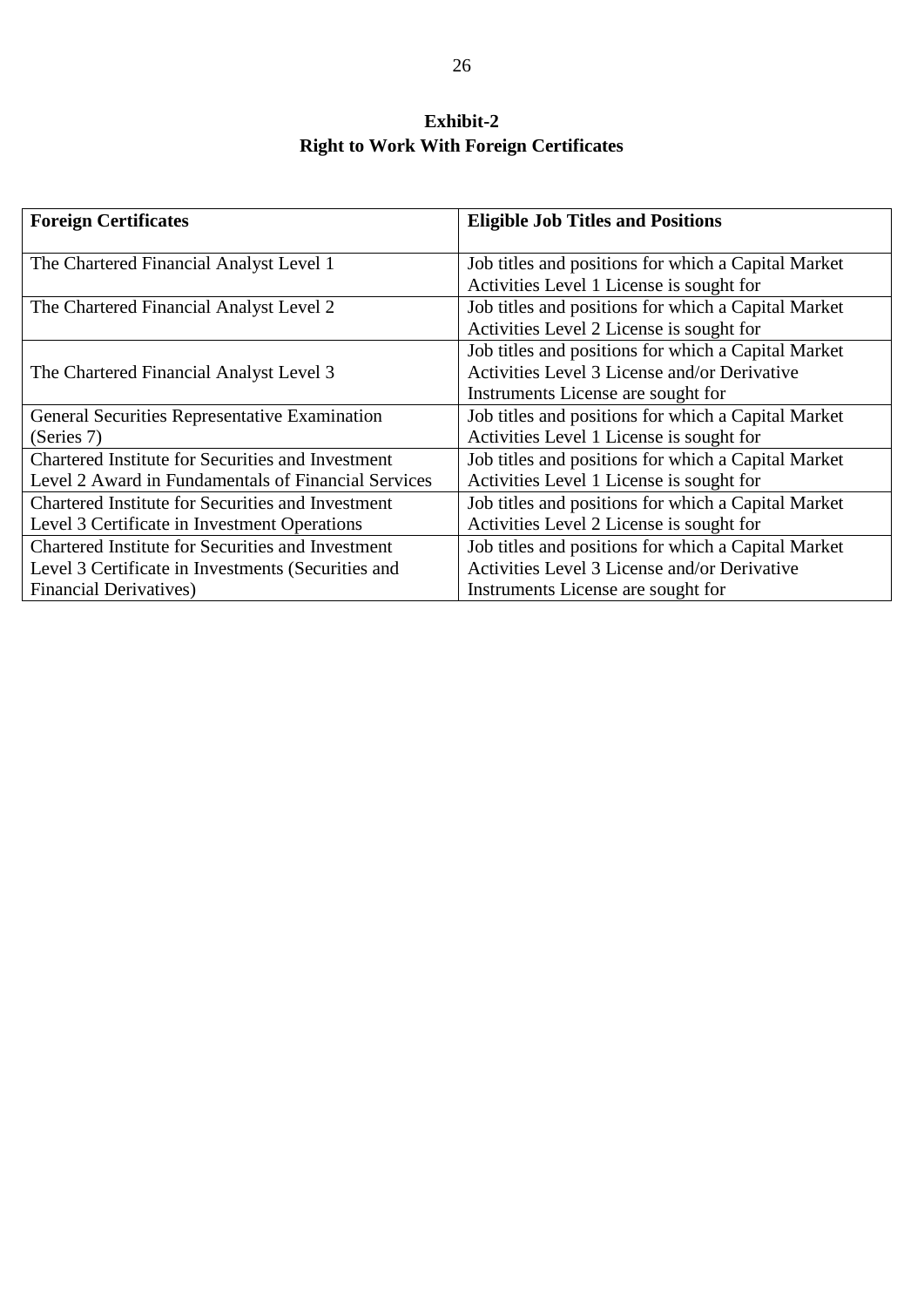**Exhibit-2**
**Right to Work With Foreign Certificates**

| **Foreign Certificates** | **Eligible Job Titles and Positions** |
|---|---|
| The Chartered Financial Analyst Level 1 | Job titles and positions for which a Capital Market Activities Level 1 License is sought for |
| The Chartered Financial Analyst Level 2 | Job titles and positions for which a Capital Market Activities Level 2 License is sought for |
| The Chartered Financial Analyst Level 3 | Job titles and positions for which a Capital Market Activities Level 3 License and/or Derivative Instruments License are sought for |
| General Securities Representative Examination (Series 7) | Job titles and positions for which a Capital Market Activities Level 1 License is sought for |
| Chartered Institute for Securities and Investment Level 2 Award in Fundamentals of Financial Services | Job titles and positions for which a Capital Market Activities Level 1 License is sought for |
| Chartered Institute for Securities and Investment Level 3 Certificate in Investment Operations | Job titles and positions for which a Capital Market Activities Level 2 License is sought for |
| Chartered Institute for Securities and Investment Level 3 Certificate in Investments (Securities and Financial Derivatives) | Job titles and positions for which a Capital Market Activities Level 3 License and/or Derivative Instruments License are sought for |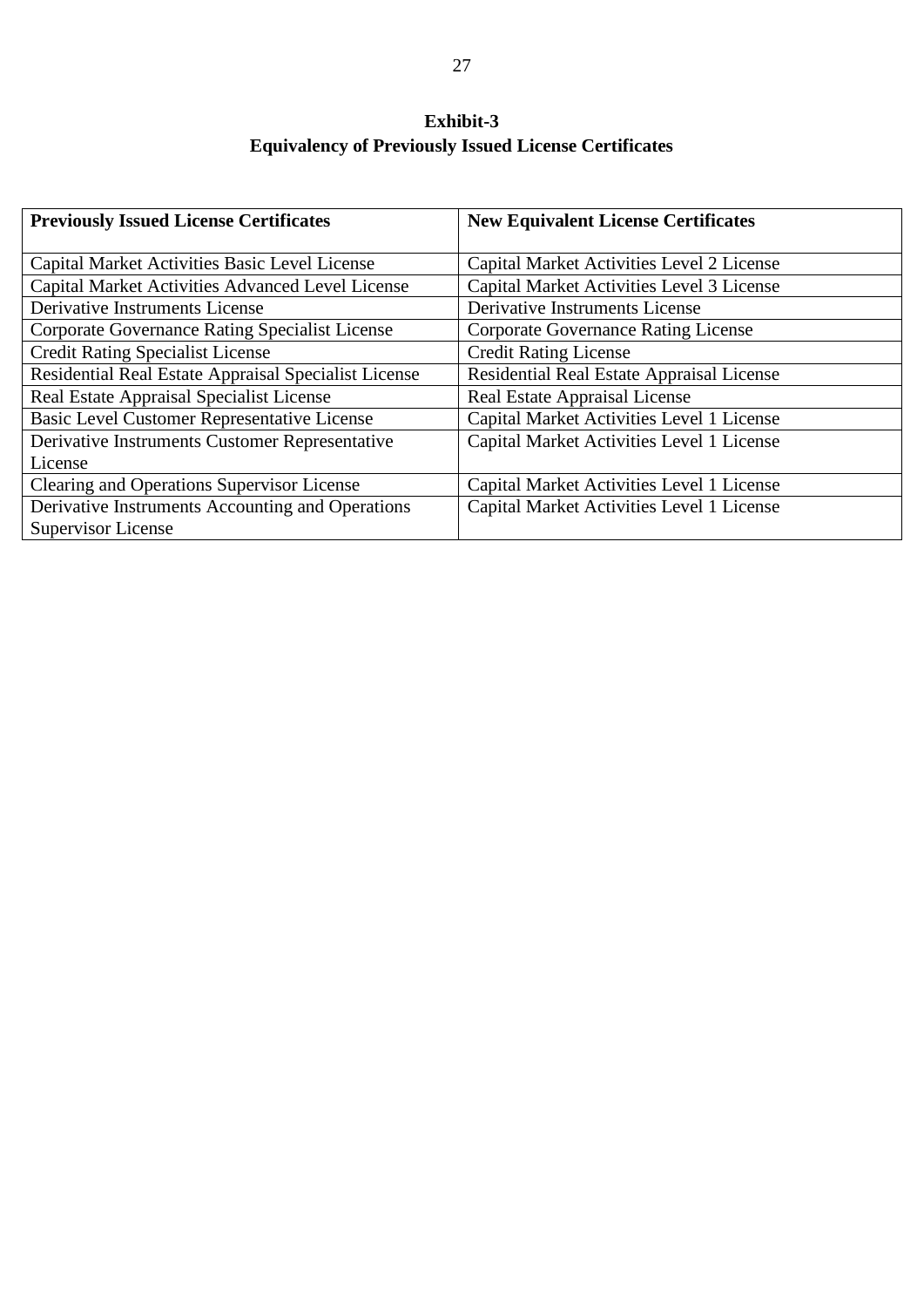## Exhibit-3
## Equivalency of Previously Issued License Certificates

| **Previously Issued License Certificates** | **New Equivalent License Certificates** |
|---|---|
| Capital Market Activities Basic Level License | Capital Market Activities Level 2 License |
| Capital Market Activities Advanced Level License | Capital Market Activities Level 3 License |
| Derivative Instruments License | Derivative Instruments License |
| Corporate Governance Rating Specialist License | Corporate Governance Rating License |
| Credit Rating Specialist License | Credit Rating License |
| Residential Real Estate Appraisal Specialist License | Residential Real Estate Appraisal License |
| Real Estate Appraisal Specialist License | Real Estate Appraisal License |
| Basic Level Customer Representative License | Capital Market Activities Level 1 License |
| Derivative Instruments Customer Representative License | Capital Market Activities Level 1 License |
| Clearing and Operations Supervisor License | Capital Market Activities Level 1 License |
| Derivative Instruments Accounting and Operations Supervisor License | Capital Market Activities Level 1 License |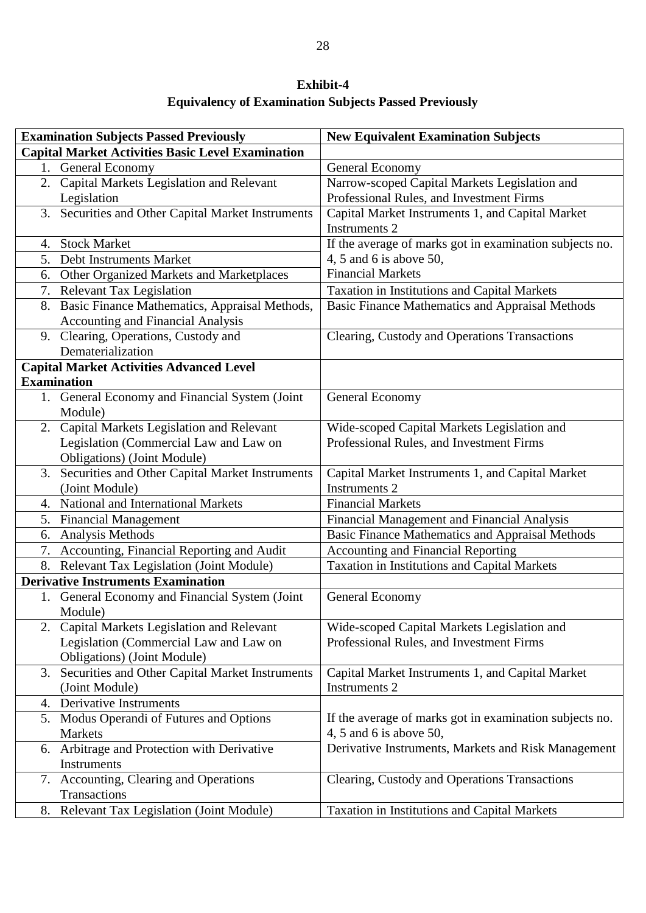## Exhibit-4

## Equivalency of Examination Subjects Passed Previously

| Examination Subjects Passed Previously | New Equivalent Examination Subjects |
|---|---|
| **Capital Market Activities Basic Level Examination** | |
| 1. General Economy | General Economy |
| 2. Capital Markets Legislation and Relevant Legislation | Narrow-scoped Capital Markets Legislation and Professional Rules, and Investment Firms |
| 3. Securities and Other Capital Market Instruments | Capital Market Instruments 1, and Capital Market Instruments 2 |
| 4. Stock Market | If the average of marks got in examination subjects no. 4, 5 and 6 is above 50, Financial Markets |
| 5. Debt Instruments Market | |
| 6. Other Organized Markets and Marketplaces | |
| 7. Relevant Tax Legislation | Taxation in Institutions and Capital Markets |
| 8. Basic Finance Mathematics, Appraisal Methods, Accounting and Financial Analysis | Basic Finance Mathematics and Appraisal Methods |
| 9. Clearing, Operations, Custody and Dematerialization | Clearing, Custody and Operations Transactions |
| **Capital Market Activities Advanced Level Examination** | |
| 1. General Economy and Financial System (Joint Module) | General Economy |
| 2. Capital Markets Legislation and Relevant Legislation (Commercial Law and Law on Obligations) (Joint Module) | Wide-scoped Capital Markets Legislation and Professional Rules, and Investment Firms |
| 3. Securities and Other Capital Market Instruments (Joint Module) | Capital Market Instruments 1, and Capital Market Instruments 2 |
| 4. National and International Markets | Financial Markets |
| 5. Financial Management | Financial Management and Financial Analysis |
| 6. Analysis Methods | Basic Finance Mathematics and Appraisal Methods |
| 7. Accounting, Financial Reporting and Audit | Accounting and Financial Reporting |
| 8. Relevant Tax Legislation (Joint Module) | Taxation in Institutions and Capital Markets |
| **Derivative Instruments Examination** | |
| 1. General Economy and Financial System (Joint Module) | General Economy |
| 2. Capital Markets Legislation and Relevant Legislation (Commercial Law and Law on Obligations) (Joint Module) | Wide-scoped Capital Markets Legislation and Professional Rules, and Investment Firms |
| 3. Securities and Other Capital Market Instruments (Joint Module) | Capital Market Instruments 1, and Capital Market Instruments 2 |
| 4. Derivative Instruments | If the average of marks got in examination subjects no. 4, 5 and 6 is above 50, Derivative Instruments, Markets and Risk Management |
| 5. Modus Operandi of Futures and Options Markets | |
| 6. Arbitrage and Protection with Derivative Instruments | |
| 7. Accounting, Clearing and Operations Transactions | Clearing, Custody and Operations Transactions |
| 8. Relevant Tax Legislation (Joint Module) | Taxation in Institutions and Capital Markets |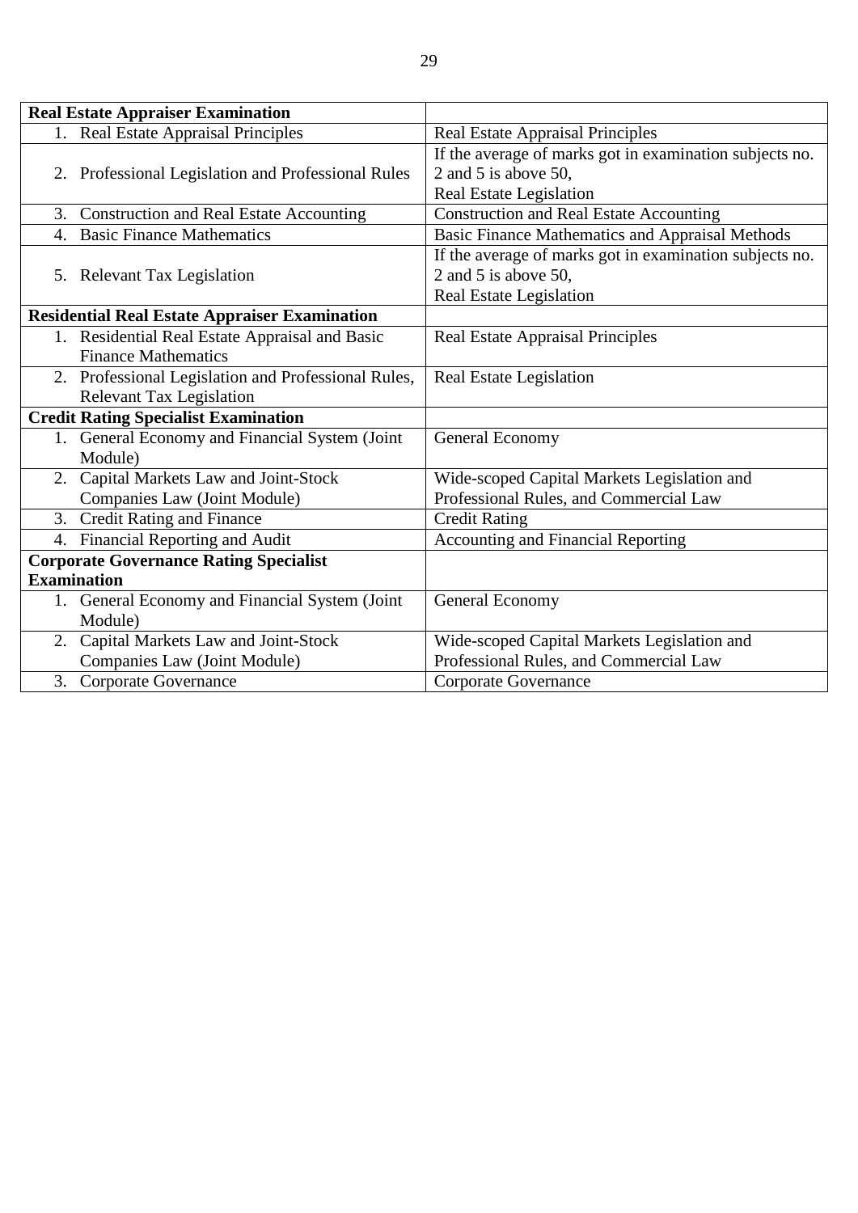| | |
|---|---|
| **Real Estate Appraiser Examination** | |
| 1. Real Estate Appraisal Principles | Real Estate Appraisal Principles |
| 2. Professional Legislation and Professional Rules | If the average of marks got in examination subjects no. 2 and 5 is above 50, Real Estate Legislation |
| 3. Construction and Real Estate Accounting | Construction and Real Estate Accounting |
| 4. Basic Finance Mathematics | Basic Finance Mathematics and Appraisal Methods |
| 5. Relevant Tax Legislation | If the average of marks got in examination subjects no. 2 and 5 is above 50, Real Estate Legislation |
| **Residential Real Estate Appraiser Examination** | |
| 1. Residential Real Estate Appraisal and Basic Finance Mathematics | Real Estate Appraisal Principles |
| 2. Professional Legislation and Professional Rules, Relevant Tax Legislation | Real Estate Legislation |
| **Credit Rating Specialist Examination** | |
| 1. General Economy and Financial System (Joint Module) | General Economy |
| 2. Capital Markets Law and Joint-Stock Companies Law (Joint Module) | Wide-scoped Capital Markets Legislation and Professional Rules, and Commercial Law |
| 3. Credit Rating and Finance | Credit Rating |
| 4. Financial Reporting and Audit | Accounting and Financial Reporting |
| **Corporate Governance Rating Specialist Examination** | |
| 1. General Economy and Financial System (Joint Module) | General Economy |
| 2. Capital Markets Law and Joint-Stock Companies Law (Joint Module) | Wide-scoped Capital Markets Legislation and Professional Rules, and Commercial Law |
| 3. Corporate Governance | Corporate Governance |